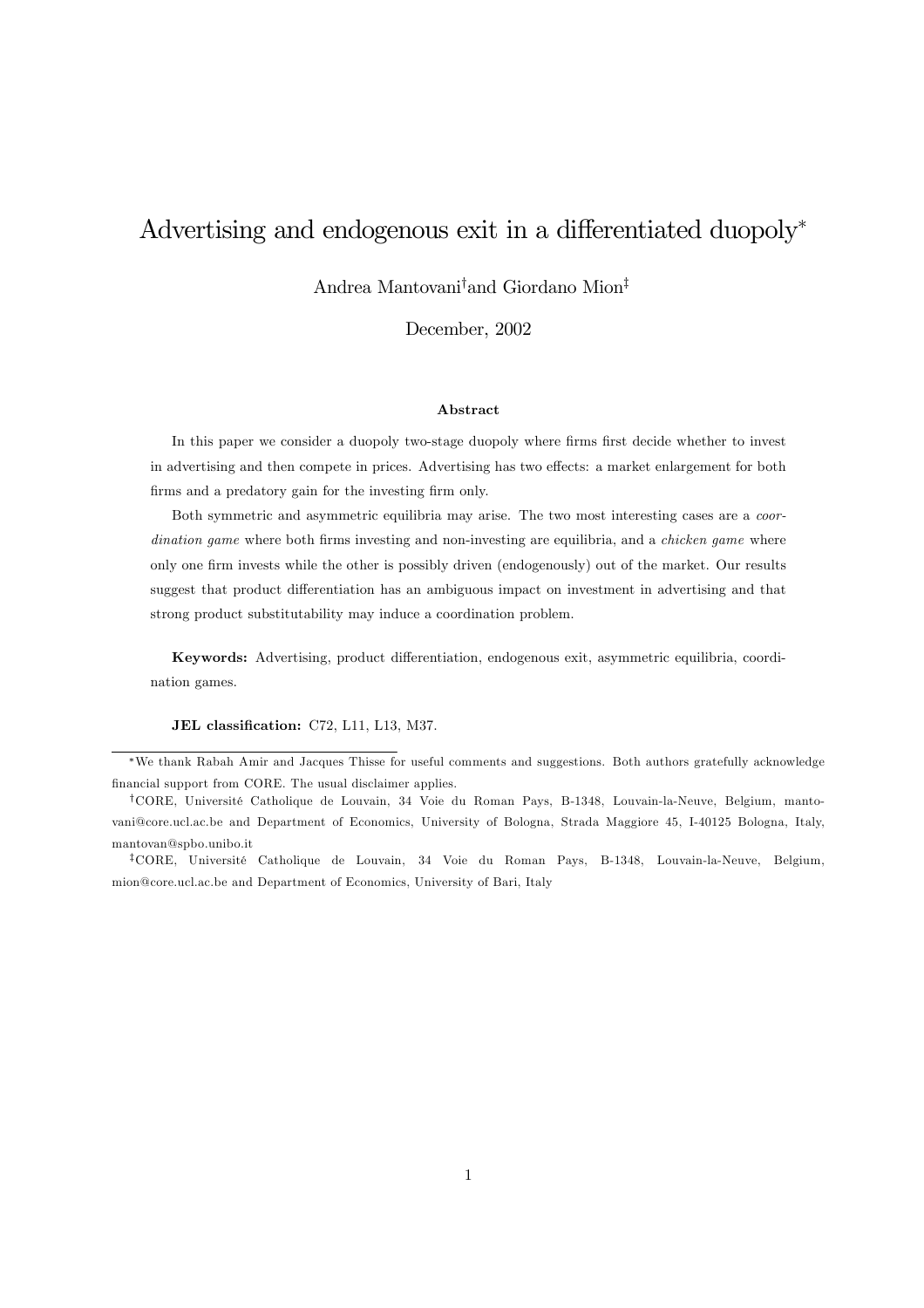# Advertising and endogenous exit in a differentiated duopoly[*]

Andrea Mantovani[†] and Giordano Mion[‡]

December, 2002

### Abstract

In this paper we consider a duopoly two-stage duopoly where firms first decide whether to invest in advertising and then compete in prices. Advertising has two effects: a market enlargement for both firms and a predatory gain for the investing firm only.

Both symmetric and asymmetric equilibria may arise. The two most interesting cases are a *coordination game* where both firms investing and non-investing are equilibria, and a *chicken game* where only one firm invests while the other is possibly driven (endogenously) out of the market. Our results suggest that product differentiation has an ambiguous impact on investment in advertising and that strong product substitutability may induce a coordination problem.

**Keywords:** Advertising, product differentiation, endogenous exit, asymmetric equilibria, coordination games.

**JEL classification:** C72, L11, L13, M37.

---

[*] We thank Rabah Amir and Jacques Thisse for useful comments and suggestions. Both authors gratefully acknowledge financial support from CORE. The usual disclaimer applies.

[†] CORE, Université Catholique de Louvain, 34 Voie du Roman Pays, B-1348, Louvain-la-Neuve, Belgium, mantovani@core.ucl.ac.be and Department of Economics, University of Bologna, Strada Maggiore 45, I-40125 Bologna, Italy, mantovan@spbo.unibo.it

[‡] CORE, Université Catholique de Louvain, 34 Voie du Roman Pays, B-1348, Louvain-la-Neuve, Belgium, mion@core.ucl.ac.be and Department of Economics, University of Bari, Italy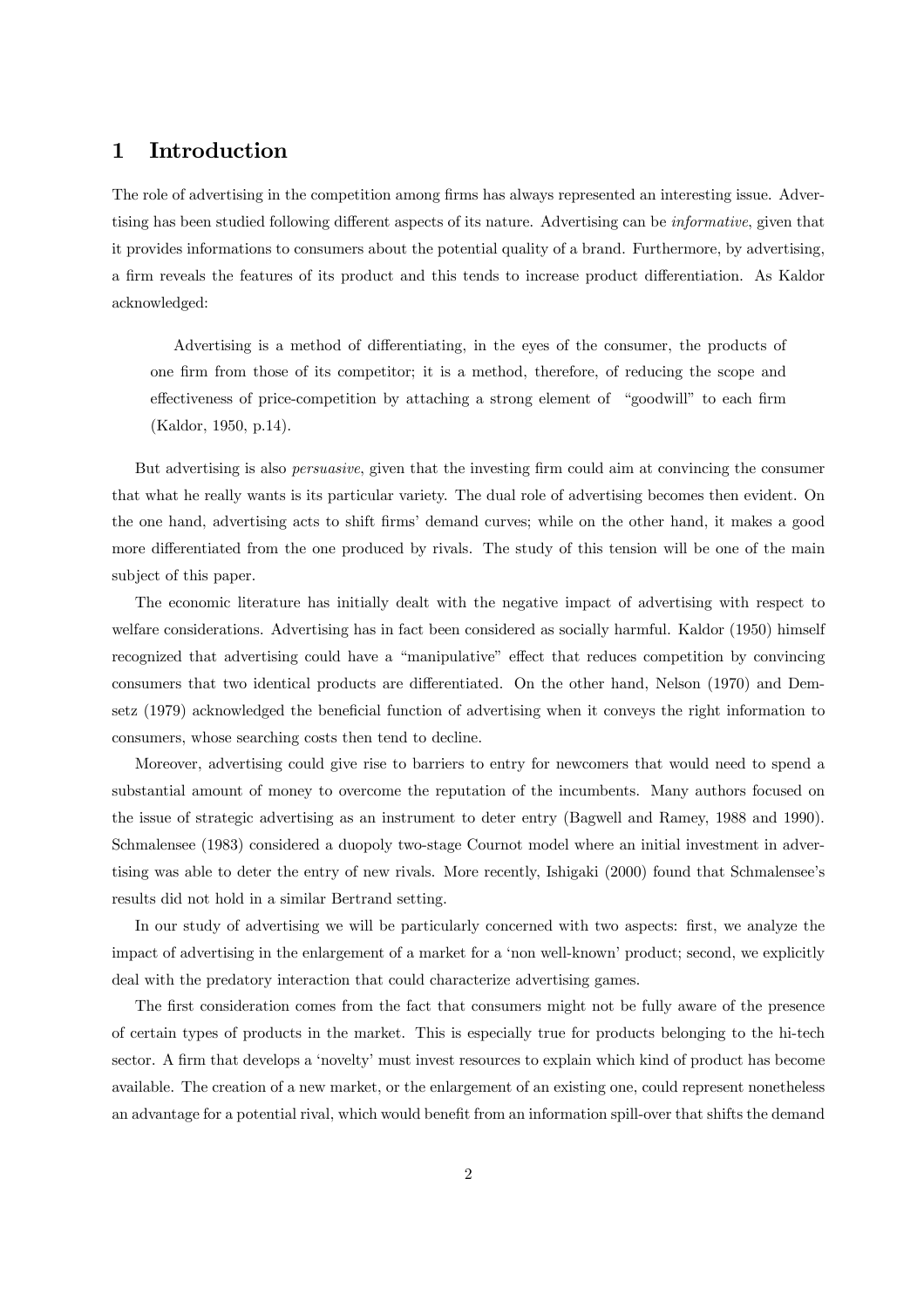# 1 Introduction

The role of advertising in the competition among firms has always represented an interesting issue. Advertising has been studied following different aspects of its nature. Advertising can be *informative*, given that it provides informations to consumers about the potential quality of a brand. Furthermore, by advertising, a firm reveals the features of its product and this tends to increase product differentiation. As Kaldor acknowledged:

> Advertising is a method of differentiating, in the eyes of the consumer, the products of one firm from those of its competitor; it is a method, therefore, of reducing the scope and effectiveness of price-competition by attaching a strong element of "goodwill" to each firm (Kaldor, 1950, p.14).

But advertising is also *persuasive*, given that the investing firm could aim at convincing the consumer that what he really wants is its particular variety. The dual role of advertising becomes then evident. On the one hand, advertising acts to shift firms' demand curves; while on the other hand, it makes a good more differentiated from the one produced by rivals. The study of this tension will be one of the main subject of this paper.

The economic literature has initially dealt with the negative impact of advertising with respect to welfare considerations. Advertising has in fact been considered as socially harmful. Kaldor (1950) himself recognized that advertising could have a "manipulative" effect that reduces competition by convincing consumers that two identical products are differentiated. On the other hand, Nelson (1970) and Demsetz (1979) acknowledged the beneficial function of advertising when it conveys the right information to consumers, whose searching costs then tend to decline.

Moreover, advertising could give rise to barriers to entry for newcomers that would need to spend a substantial amount of money to overcome the reputation of the incumbents. Many authors focused on the issue of strategic advertising as an instrument to deter entry (Bagwell and Ramey, 1988 and 1990). Schmalensee (1983) considered a duopoly two-stage Cournot model where an initial investment in advertising was able to deter the entry of new rivals. More recently, Ishigaki (2000) found that Schmalensee's results did not hold in a similar Bertrand setting.

In our study of advertising we will be particularly concerned with two aspects: first, we analyze the impact of advertising in the enlargement of a market for a 'non well-known' product; second, we explicitly deal with the predatory interaction that could characterize advertising games.

The first consideration comes from the fact that consumers might not be fully aware of the presence of certain types of products in the market. This is especially true for products belonging to the hi-tech sector. A firm that develops a 'novelty' must invest resources to explain which kind of product has become available. The creation of a new market, or the enlargement of an existing one, could represent nonetheless an advantage for a potential rival, which would benefit from an information spill-over that shifts the demand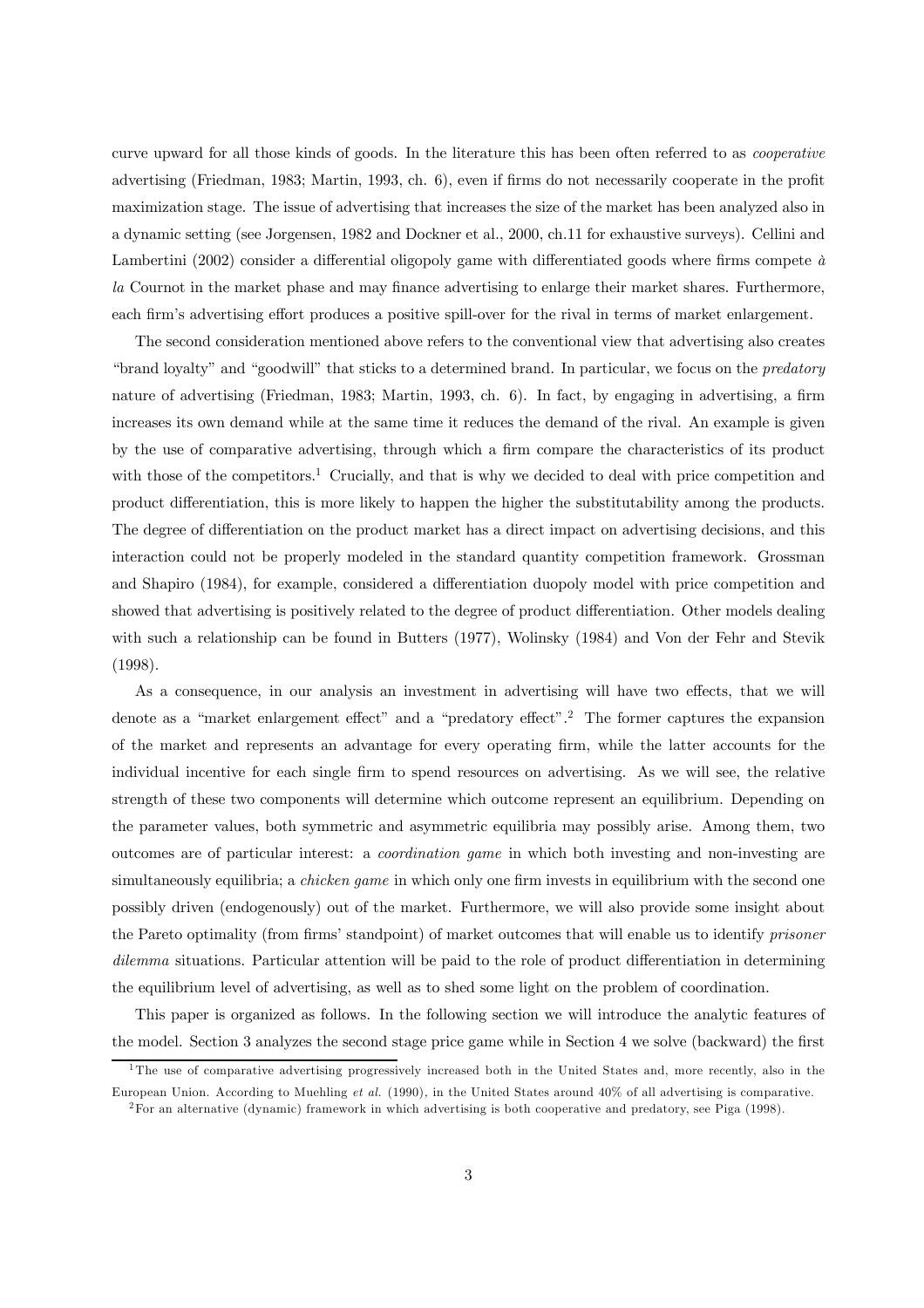curve upward for all those kinds of goods. In the literature this has been often referred to as *cooperative* advertising (Friedman, 1983; Martin, 1993, ch. 6), even if firms do not necessarily cooperate in the profit maximization stage. The issue of advertising that increases the size of the market has been analyzed also in a dynamic setting (see Jorgensen, 1982 and Dockner et al., 2000, ch.11 for exhaustive surveys). Cellini and Lambertini (2002) consider a differential oligopoly game with differentiated goods where firms compete *à la* Cournot in the market phase and may finance advertising to enlarge their market shares. Furthermore, each firm's advertising effort produces a positive spill-over for the rival in terms of market enlargement.

The second consideration mentioned above refers to the conventional view that advertising also creates "brand loyalty" and "goodwill" that sticks to a determined brand. In particular, we focus on the *predatory* nature of advertising (Friedman, 1983; Martin, 1993, ch. 6). In fact, by engaging in advertising, a firm increases its own demand while at the same time it reduces the demand of the rival. An example is given by the use of comparative advertising, through which a firm compare the characteristics of its product with those of the competitors.[1] Crucially, and that is why we decided to deal with price competition and product differentiation, this is more likely to happen the higher the substitutability among the products. The degree of differentiation on the product market has a direct impact on advertising decisions, and this interaction could not be properly modeled in the standard quantity competition framework. Grossman and Shapiro (1984), for example, considered a differentiation duopoly model with price competition and showed that advertising is positively related to the degree of product differentiation. Other models dealing with such a relationship can be found in Butters (1977), Wolinsky (1984) and Von der Fehr and Stevik (1998).

As a consequence, in our analysis an investment in advertising will have two effects, that we will denote as a "market enlargement effect" and a "predatory effect".[2] The former captures the expansion of the market and represents an advantage for every operating firm, while the latter accounts for the individual incentive for each single firm to spend resources on advertising. As we will see, the relative strength of these two components will determine which outcome represent an equilibrium. Depending on the parameter values, both symmetric and asymmetric equilibria may possibly arise. Among them, two outcomes are of particular interest: a *coordination game* in which both investing and non-investing are simultaneously equilibria; a *chicken game* in which only one firm invests in equilibrium with the second one possibly driven (endogenously) out of the market. Furthermore, we will also provide some insight about the Pareto optimality (from firms' standpoint) of market outcomes that will enable us to identify *prisoner dilemma* situations. Particular attention will be paid to the role of product differentiation in determining the equilibrium level of advertising, as well as to shed some light on the problem of coordination.

This paper is organized as follows. In the following section we will introduce the analytic features of the model. Section 3 analyzes the second stage price game while in Section 4 we solve (backward) the first

---

[1] The use of comparative advertising progressively increased both in the United States and, more recently, also in the European Union. According to Muehling *et al.* (1990), in the United States around 40% of all advertising is comparative.

[2] For an alternative (dynamic) framework in which advertising is both cooperative and predatory, see Piga (1998).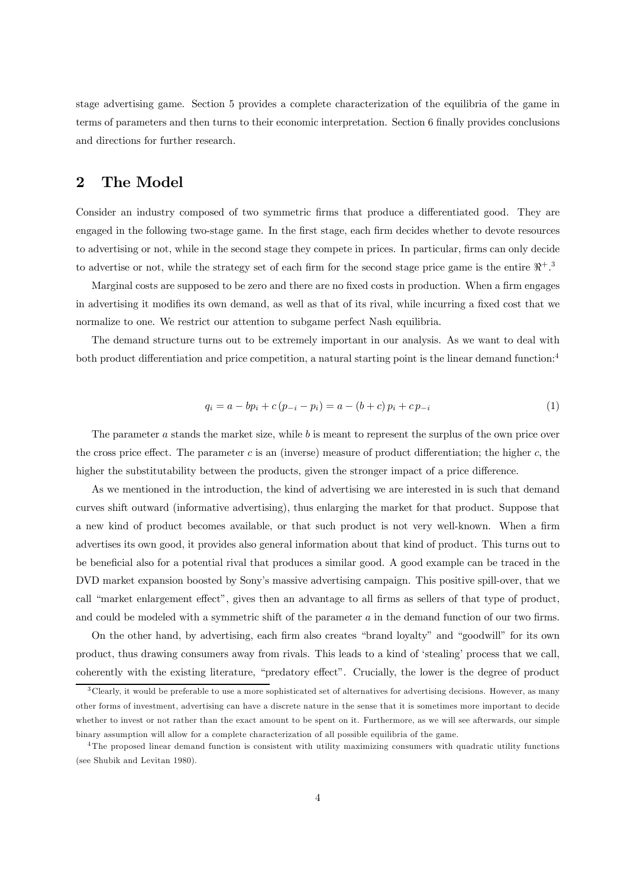stage advertising game. Section 5 provides a complete characterization of the equilibria of the game in terms of parameters and then turns to their economic interpretation. Section 6 finally provides conclusions and directions for further research.

## 2 The Model

Consider an industry composed of two symmetric firms that produce a differentiated good. They are engaged in the following two-stage game. In the first stage, each firm decides whether to devote resources to advertising or not, while in the second stage they compete in prices. In particular, firms can only decide to advertise or not, while the strategy set of each firm for the second stage price game is the entire $\Re^+$.[3]

Marginal costs are supposed to be zero and there are no fixed costs in production. When a firm engages in advertising it modifies its own demand, as well as that of its rival, while incurring a fixed cost that we normalize to one. We restrict our attention to subgame perfect Nash equilibria.

The demand structure turns out to be extremely important in our analysis. As we want to deal with both product differentiation and price competition, a natural starting point is the linear demand function:[4]

$$q_i = a - bp_i + c\,(p_{-i} - p_i) = a - (b + c)\,p_i + c\,p_{-i} \tag{1}$$

The parameter $a$ stands the market size, while $b$ is meant to represent the surplus of the own price over the cross price effect. The parameter $c$ is an (inverse) measure of product differentiation; the higher $c$, the higher the substitutability between the products, given the stronger impact of a price difference.

As we mentioned in the introduction, the kind of advertising we are interested in is such that demand curves shift outward (informative advertising), thus enlarging the market for that product. Suppose that a new kind of product becomes available, or that such product is not very well-known. When a firm advertises its own good, it provides also general information about that kind of product. This turns out to be beneficial also for a potential rival that produces a similar good. A good example can be traced in the DVD market expansion boosted by Sony's massive advertising campaign. This positive spill-over, that we call "market enlargement effect", gives then an advantage to all firms as sellers of that type of product, and could be modeled with a symmetric shift of the parameter $a$ in the demand function of our two firms.

On the other hand, by advertising, each firm also creates "brand loyalty" and "goodwill" for its own product, thus drawing consumers away from rivals. This leads to a kind of 'stealing' process that we call, coherently with the existing literature, "predatory effect". Crucially, the lower is the degree of product

[3] Clearly, it would be preferable to use a more sophisticated set of alternatives for advertising decisions. However, as many other forms of investment, advertising can have a discrete nature in the sense that it is sometimes more important to decide whether to invest or not rather than the exact amount to be spent on it. Furthermore, as we will see afterwards, our simple binary assumption will allow for a complete characterization of all possible equilibria of the game.

[4] The proposed linear demand function is consistent with utility maximizing consumers with quadratic utility functions (see Shubik and Levitan 1980).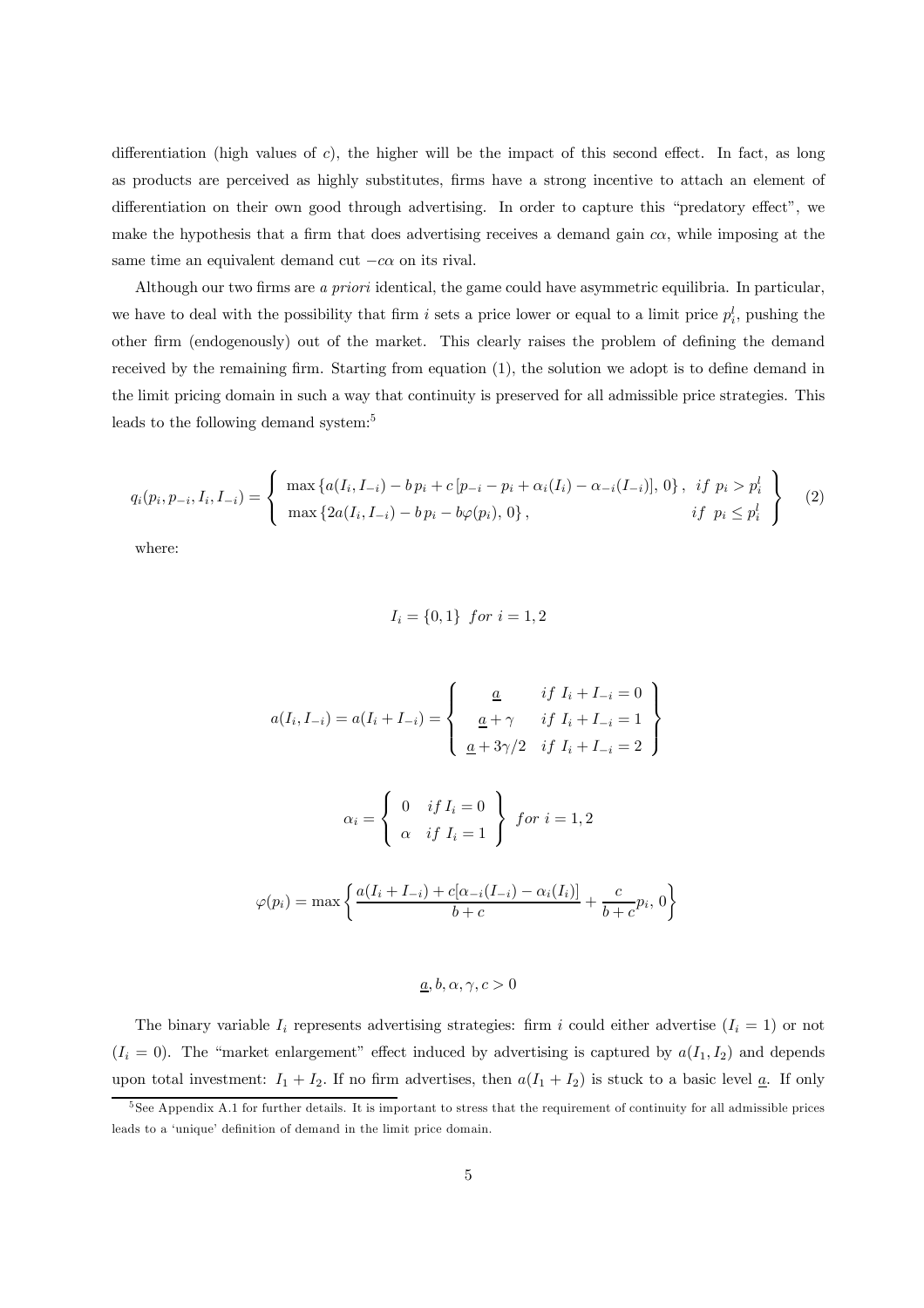differentiation (high values of $c$), the higher will be the impact of this second effect. In fact, as long as products are perceived as highly substitutes, firms have a strong incentive to attach an element of differentiation on their own good through advertising. In order to capture this "predatory effect", we make the hypothesis that a firm that does advertising receives a demand gain $c\alpha$, while imposing at the same time an equivalent demand cut $-c\alpha$ on its rival.

Although our two firms are *a priori* identical, the game could have asymmetric equilibria. In particular, we have to deal with the possibility that firm $i$ sets a price lower or equal to a limit price $p_i^l$, pushing the other firm (endogenously) out of the market. This clearly raises the problem of defining the demand received by the remaining firm. Starting from equation (1), the solution we adopt is to define demand in the limit pricing domain in such a way that continuity is preserved for all admissible price strategies. This leads to the following demand system:[5]

$$q_i(p_i, p_{-i}, I_i, I_{-i}) = \left\{ \begin{array}{ll} \max\left\{a(I_i, I_{-i}) - b\,p_i + c\left[p_{-i} - p_i + \alpha_i(I_i) - \alpha_{-i}(I_{-i})\right], 0\right\}, & if\ p_i > p_i^l \\ \max\left\{2a(I_i, I_{-i}) - b\,p_i - b\varphi(p_i), 0\right\}, & if\ \ p_i \leq p_i^l \end{array} \right\} \quad (2)$$

where:

$$I_i = \{0, 1\}\ \ for\ i = 1, 2$$

$$a(I_i, I_{-i}) = a(I_i + I_{-i}) = \left\{ \begin{array}{cc} \underline{a} & if\ I_i + I_{-i} = 0 \\ \underline{a} + \gamma & if\ I_i + I_{-i} = 1 \\ \underline{a} + 3\gamma/2 & if\ I_i + I_{-i} = 2 \end{array} \right\}$$

$$\alpha_i = \left\{ \begin{array}{cc} 0 & if\ I_i = 0 \\ \alpha & if\ I_i = 1 \end{array} \right\}\ for\ i = 1, 2$$

$$\varphi(p_i) = \max\left\{ \frac{a(I_i + I_{-i}) + c[\alpha_{-i}(I_{-i}) - \alpha_i(I_i)]}{b + c} + \frac{c}{b + c}p_i,\, 0 \right\}$$

$$\underline{a}, b, \alpha, \gamma, c > 0$$

The binary variable $I_i$ represents advertising strategies: firm $i$ could either advertise ($I_i = 1$) or not ($I_i = 0$). The "market enlargement" effect induced by advertising is captured by $a(I_1, I_2)$ and depends upon total investment: $I_1 + I_2$. If no firm advertises, then $a(I_1 + I_2)$ is stuck to a basic level $\underline{a}$. If only

[5] See Appendix A.1 for further details. It is important to stress that the requirement of continuity for all admissible prices leads to a 'unique' definition of demand in the limit price domain.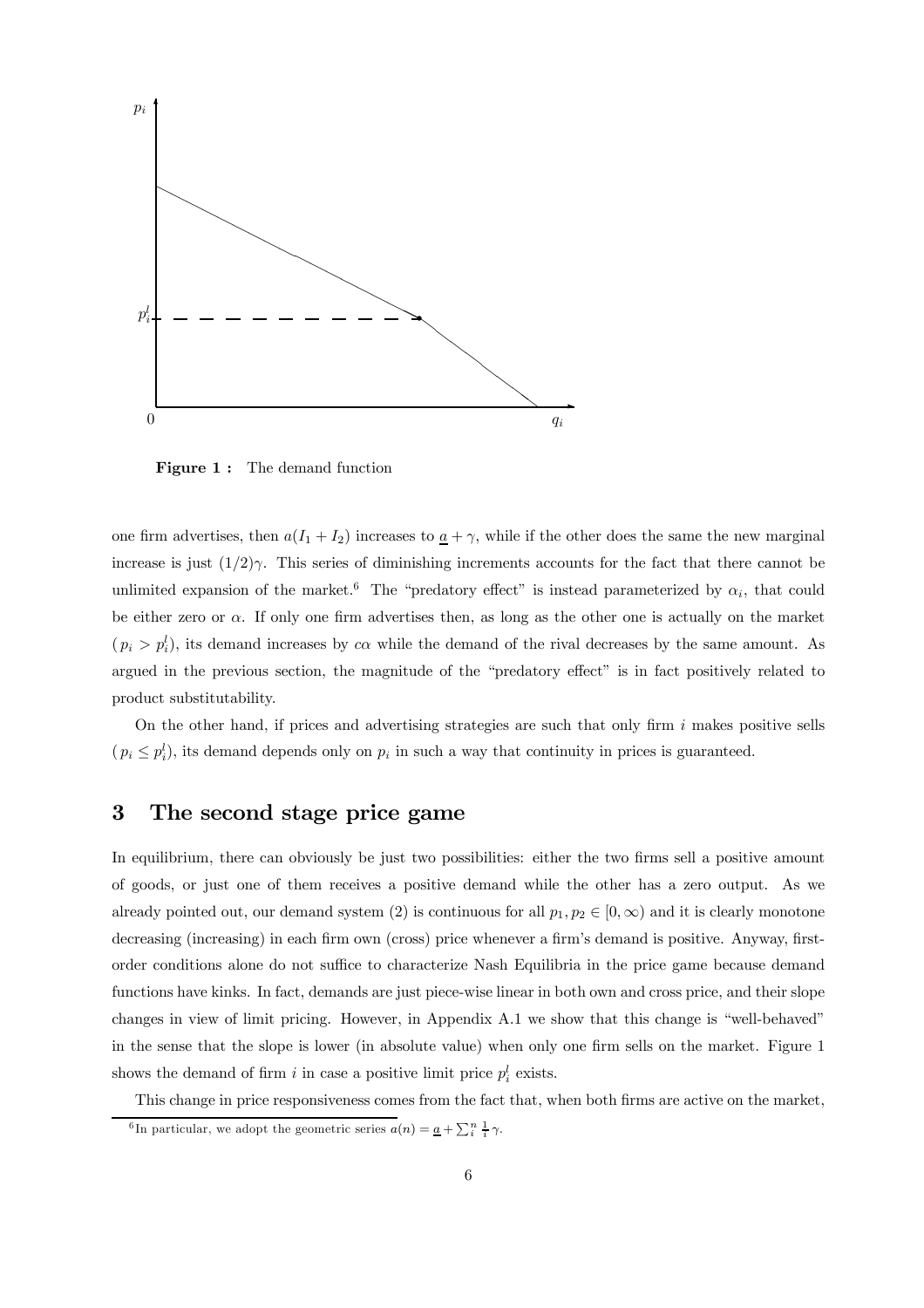**Figure 1 :** The demand function

one firm advertises, then $a(I_1 + I_2)$ increases to $\underline{a} + \gamma$, while if the other does the same the new marginal increase is just $(1/2)\gamma$. This series of diminishing increments accounts for the fact that there cannot be unlimited expansion of the market.[6] The "predatory effect" is instead parameterized by $\alpha_i$, that could be either zero or $\alpha$. If only one firm advertises then, as long as the other one is actually on the market ($p_i > p_i^l$), its demand increases by $c\alpha$ while the demand of the rival decreases by the same amount. As argued in the previous section, the magnitude of the "predatory effect" is in fact positively related to product substitutability.

On the other hand, if prices and advertising strategies are such that only firm $i$ makes positive sells ($p_i \leq p_i^l$), its demand depends only on $p_i$ in such a way that continuity in prices is guaranteed.

## 3 The second stage price game

In equilibrium, there can obviously be just two possibilities: either the two firms sell a positive amount of goods, or just one of them receives a positive demand while the other has a zero output. As we already pointed out, our demand system (2) is continuous for all $p_1, p_2 \in [0, \infty)$ and it is clearly monotone decreasing (increasing) in each firm own (cross) price whenever a firm's demand is positive. Anyway, first-order conditions alone do not suffice to characterize Nash Equilibria in the price game because demand functions have kinks. In fact, demands are just piece-wise linear in both own and cross price, and their slope changes in view of limit pricing. However, in Appendix A.1 we show that this change is "well-behaved" in the sense that the slope is lower (in absolute value) when only one firm sells on the market. Figure 1 shows the demand of firm $i$ in case a positive limit price $p_i^l$ exists.

This change in price responsiveness comes from the fact that, when both firms are active on the market,

[6] In particular, we adopt the geometric series $a(n) = \underline{a} + \sum_i^n \frac{1}{i}\gamma$.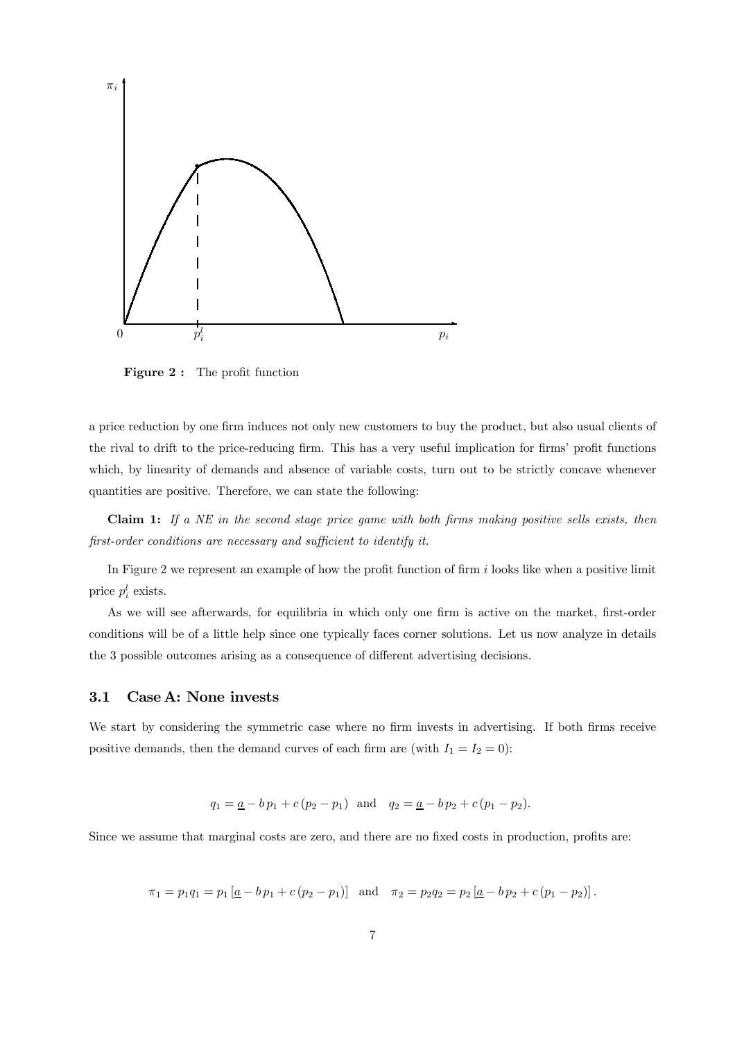**Figure 2 :** The profit function

a price reduction by one firm induces not only new customers to buy the product, but also usual clients of the rival to drift to the price-reducing firm. This has a very useful implication for firms' profit functions which, by linearity of demands and absence of variable costs, turn out to be strictly concave whenever quantities are positive. Therefore, we can state the following:

**Claim 1:** *If a NE in the second stage price game with both firms making positive sells exists, then first-order conditions are necessary and sufficient to identify it.*

In Figure 2 we represent an example of how the profit function of firm $i$ looks like when a positive limit price $p_i^l$ exists.

As we will see afterwards, for equilibria in which only one firm is active on the market, first-order conditions will be of a little help since one typically faces corner solutions. Let us now analyze in details the 3 possible outcomes arising as a consequence of different advertising decisions.

### 3.1 Case A: None invests

We start by considering the symmetric case where no firm invests in advertising. If both firms receive positive demands, then the demand curves of each firm are (with $I_1 = I_2 = 0$):

$$q_1 = \underline{a} - b\,p_1 + c\,(p_2 - p_1) \quad \text{and} \quad q_2 = \underline{a} - b\,p_2 + c\,(p_1 - p_2).$$

Since we assume that marginal costs are zero, and there are no fixed costs in production, profits are:

$$\pi_1 = p_1 q_1 = p_1 \left[\underline{a} - b\,p_1 + c\,(p_2 - p_1)\right] \quad \text{and} \quad \pi_2 = p_2 q_2 = p_2 \left[\underline{a} - b\,p_2 + c\,(p_1 - p_2)\right].$$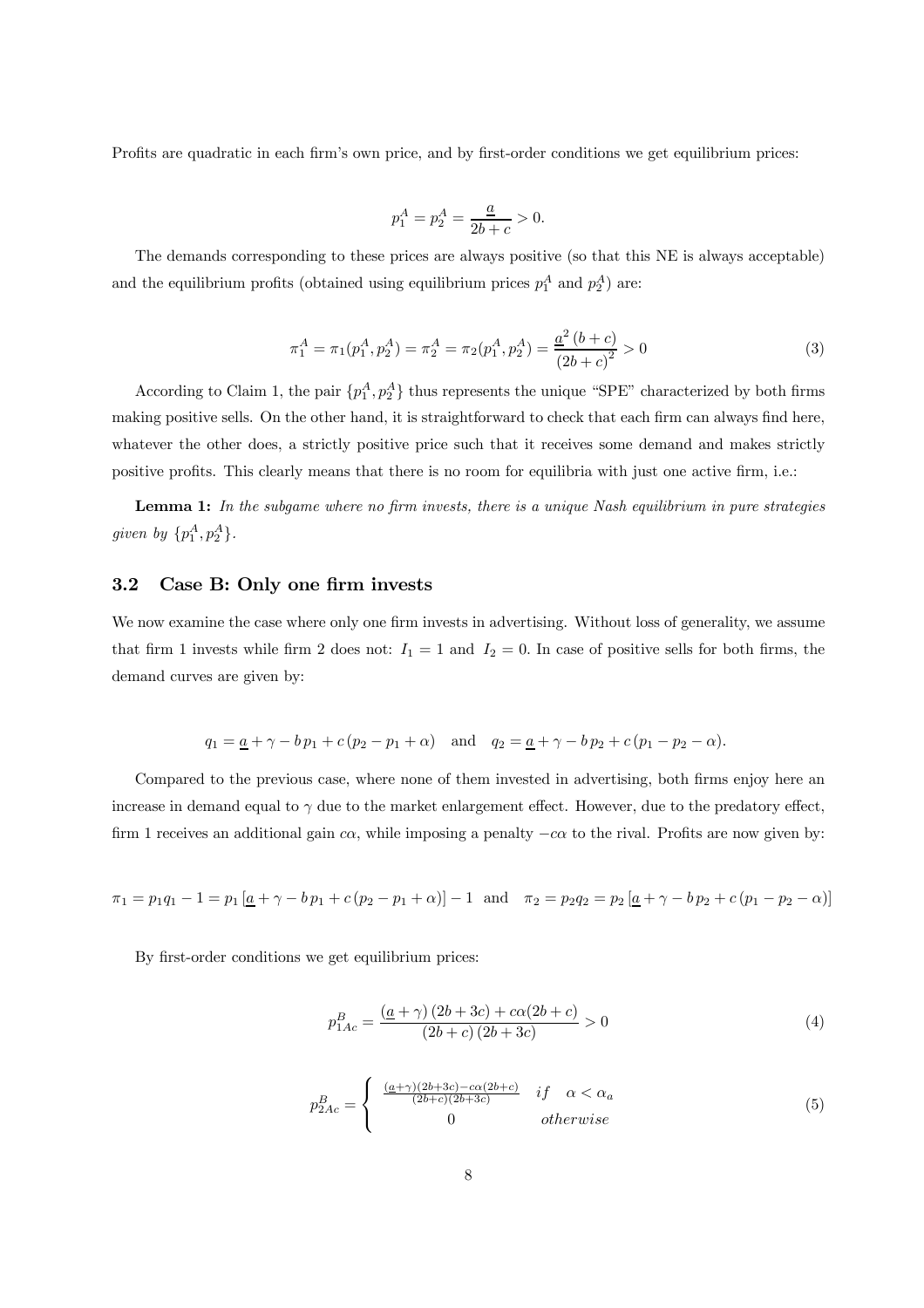Profits are quadratic in each firm's own price, and by first-order conditions we get equilibrium prices:

$$p_1^A = p_2^A = \frac{\underline{a}}{2b+c} > 0.$$

The demands corresponding to these prices are always positive (so that this NE is always acceptable) and the equilibrium profits (obtained using equilibrium prices $p_1^A$ and $p_2^A$) are:

$$\pi_1^A = \pi_1(p_1^A, p_2^A) = \pi_2^A = \pi_2(p_1^A, p_2^A) = \frac{\underline{a}^2\,(b+c)}{(2b+c)^2} > 0 \tag{3}$$

According to Claim 1, the pair $\{p_1^A, p_2^A\}$ thus represents the unique "SPE" characterized by both firms making positive sells. On the other hand, it is straightforward to check that each firm can always find here, whatever the other does, a strictly positive price such that it receives some demand and makes strictly positive profits. This clearly means that there is no room for equilibria with just one active firm, i.e.:

**Lemma 1:** *In the subgame where no firm invests, there is a unique Nash equilibrium in pure strategies given by* $\{p_1^A, p_2^A\}$.

## 3.2 Case B: Only one firm invests

We now examine the case where only one firm invests in advertising. Without loss of generality, we assume that firm 1 invests while firm 2 does not: $I_1 = 1$ and $I_2 = 0$. In case of positive sells for both firms, the demand curves are given by:

$$q_1 = \underline{a} + \gamma - b\,p_1 + c\,(p_2 - p_1 + \alpha) \quad \text{and} \quad q_2 = \underline{a} + \gamma - b\,p_2 + c\,(p_1 - p_2 - \alpha).$$

Compared to the previous case, where none of them invested in advertising, both firms enjoy here an increase in demand equal to $\gamma$ due to the market enlargement effect. However, due to the predatory effect, firm 1 receives an additional gain $c\alpha$, while imposing a penalty $-c\alpha$ to the rival. Profits are now given by:

$$\pi_1 = p_1 q_1 - 1 = p_1\left[\underline{a} + \gamma - b\,p_1 + c\,(p_2 - p_1 + \alpha)\right] - 1 \quad \text{and} \quad \pi_2 = p_2 q_2 = p_2\left[\underline{a} + \gamma - b\,p_2 + c\,(p_1 - p_2 - \alpha)\right]$$

By first-order conditions we get equilibrium prices:

$$p_{1Ac}^B = \frac{(\underline{a} + \gamma)\,(2b+3c) + c\alpha(2b+c)}{(2b+c)\,(2b+3c)} > 0 \tag{4}$$

$$p_{2Ac}^B = \begin{cases} \frac{(\underline{a}+\gamma)(2b+3c) - c\alpha(2b+c)}{(2b+c)(2b+3c)} & if \quad \alpha < \alpha_a \\ 0 & otherwise \end{cases} \tag{5}$$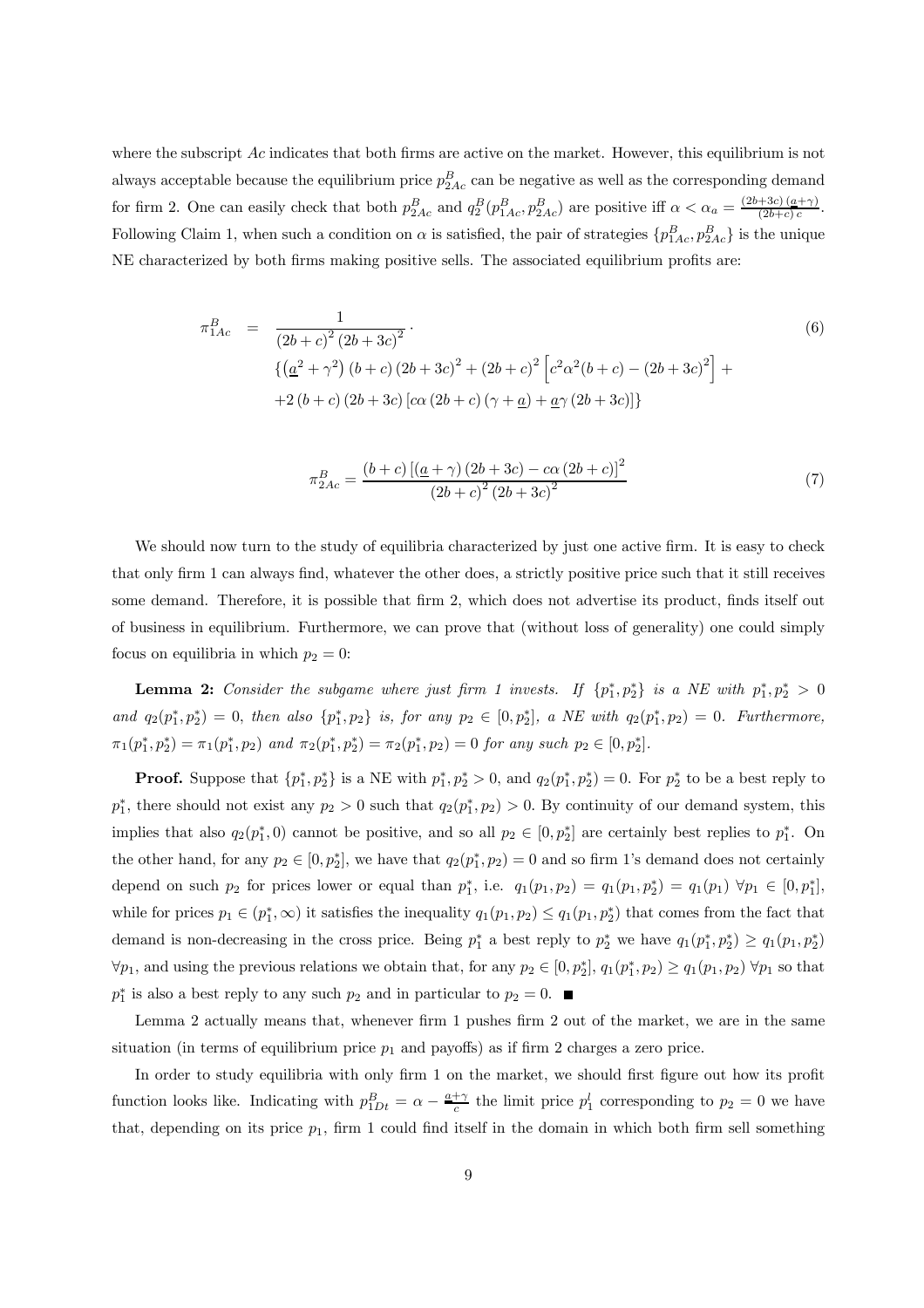where the subscript $Ac$ indicates that both firms are active on the market. However, this equilibrium is not always acceptable because the equilibrium price $p_{2Ac}^{B}$ can be negative as well as the corresponding demand for firm 2. One can easily check that both $p_{2Ac}^{B}$ and $q_2^B(p_{1Ac}^B, p_{2Ac}^B)$ are positive iff $\alpha < \alpha_a = \frac{(2b+3c)(\underline{a}+\gamma)}{(2b+c)c}$. Following Claim 1, when such a condition on $\alpha$ is satisfied, the pair of strategies $\{p_{1Ac}^B, p_{2Ac}^B\}$ is the unique NE characterized by both firms making positive sells. The associated equilibrium profits are:

$$
\begin{aligned}
\pi_{1Ac}^{B} = {} & \frac{1}{(2b+c)^2(2b+3c)^2} \cdot \\
& \left\{ \left(\underline{a}^2 + \gamma^2\right)(b+c)(2b+3c)^2 + (2b+c)^2\left[c^2\alpha^2(b+c) - (2b+3c)^2\right] + \right. \\
& \left. + 2(b+c)(2b+3c)\left[c\alpha(2b+c)(\gamma+\underline{a}) + \underline{a}\gamma(2b+3c)\right] \right\}
\end{aligned} \tag{6}
$$

$$
\pi_{2Ac}^{B} = \frac{(b+c)\left[(\underline{a}+\gamma)(2b+3c) - c\alpha(2b+c)\right]^2}{(2b+c)^2(2b+3c)^2} \tag{7}
$$

We should now turn to the study of equilibria characterized by just one active firm. It is easy to check that only firm 1 can always find, whatever the other does, a strictly positive price such that it still receives some demand. Therefore, it is possible that firm 2, which does not advertise its product, finds itself out of business in equilibrium. Furthermore, we can prove that (without loss of generality) one could simply focus on equilibria in which $p_2 = 0$:

**Lemma 2:** *Consider the subgame where just firm 1 invests. If $\{p_1^*, p_2^*\}$ is a NE with $p_1^*, p_2^* > 0$ and $q_2(p_1^*, p_2^*) = 0$, then also $\{p_1^*, p_2\}$ is, for any $p_2 \in [0, p_2^*]$, a NE with $q_2(p_1^*, p_2) = 0$. Furthermore, $\pi_1(p_1^*, p_2^*) = \pi_1(p_1^*, p_2)$ and $\pi_2(p_1^*, p_2^*) = \pi_2(p_1^*, p_2) = 0$ for any such $p_2 \in [0, p_2^*]$.*

**Proof.** Suppose that $\{p_1^*, p_2^*\}$ is a NE with $p_1^*, p_2^* > 0$, and $q_2(p_1^*, p_2^*) = 0$. For $p_2^*$ to be a best reply to $p_1^*$, there should not exist any $p_2 > 0$ such that $q_2(p_1^*, p_2) > 0$. By continuity of our demand system, this implies that also $q_2(p_1^*, 0)$ cannot be positive, and so all $p_2 \in [0, p_2^*]$ are certainly best replies to $p_1^*$. On the other hand, for any $p_2 \in [0, p_2^*]$, we have that $q_2(p_1^*, p_2) = 0$ and so firm 1's demand does not certainly depend on such $p_2$ for prices lower or equal than $p_1^*$, i.e. $q_1(p_1, p_2) = q_1(p_1, p_2^*) = q_1(p_1)$ $\forall p_1 \in [0, p_1^*]$, while for prices $p_1 \in (p_1^*, \infty)$ it satisfies the inequality $q_1(p_1, p_2) \leq q_1(p_1, p_2^*)$ that comes from the fact that demand is non-decreasing in the cross price. Being $p_1^*$ a best reply to $p_2^*$ we have $q_1(p_1^*, p_2^*) \geq q_1(p_1, p_2^*)$ $\forall p_1$, and using the previous relations we obtain that, for any $p_2 \in [0, p_2^*]$, $q_1(p_1^*, p_2) \geq q_1(p_1, p_2)$ $\forall p_1$ so that $p_1^*$ is also a best reply to any such $p_2$ and in particular to $p_2 = 0$. ■

Lemma 2 actually means that, whenever firm 1 pushes firm 2 out of the market, we are in the same situation (in terms of equilibrium price $p_1$ and payoffs) as if firm 2 charges a zero price.

In order to study equilibria with only firm 1 on the market, we should first figure out how its profit function looks like. Indicating with $p_{1Dt}^B = \alpha - \frac{\underline{a}+\gamma}{c}$ the limit price $p_1^l$ corresponding to $p_2 = 0$ we have that, depending on its price $p_1$, firm 1 could find itself in the domain in which both firm sell something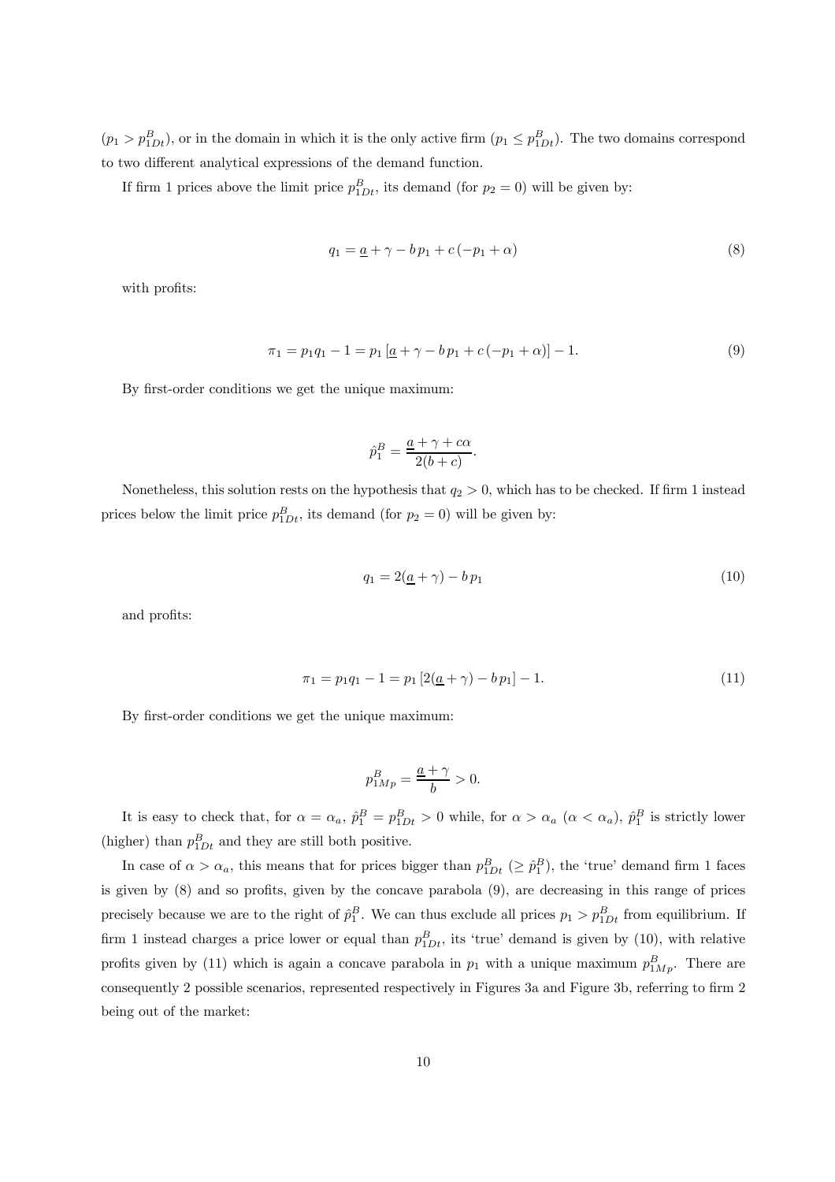$(p_1 > p^B_{1Dt})$, or in the domain in which it is the only active firm $(p_1 \leq p^B_{1Dt})$. The two domains correspond to two different analytical expressions of the demand function.

If firm 1 prices above the limit price $p^B_{1Dt}$, its demand (for $p_2 = 0$) will be given by:

$$q_1 = \underline{a} + \gamma - b\,p_1 + c\,(-p_1 + \alpha) \tag{8}$$

with profits:

$$\pi_1 = p_1 q_1 - 1 = p_1\left[\underline{a} + \gamma - b\,p_1 + c\,(-p_1 + \alpha)\right] - 1. \tag{9}$$

By first-order conditions we get the unique maximum:

$$\hat{p}^B_1 = \frac{\underline{a} + \gamma + c\alpha}{2(b+c)}.$$

Nonetheless, this solution rests on the hypothesis that $q_2 > 0$, which has to be checked. If firm 1 instead prices below the limit price $p^B_{1Dt}$, its demand (for $p_2 = 0$) will be given by:

$$q_1 = 2(\underline{a} + \gamma) - b\,p_1 \tag{10}$$

and profits:

$$\pi_1 = p_1 q_1 - 1 = p_1\left[2(\underline{a} + \gamma) - b\,p_1\right] - 1. \tag{11}$$

By first-order conditions we get the unique maximum:

$$p^B_{1Mp} = \frac{\underline{a} + \gamma}{b} > 0.$$

It is easy to check that, for $\alpha = \alpha_a$, $\hat{p}^B_1 = p^B_{1Dt} > 0$ while, for $\alpha > \alpha_a$ $(\alpha < \alpha_a)$, $\hat{p}^B_1$ is strictly lower (higher) than $p^B_{1Dt}$ and they are still both positive.

In case of $\alpha > \alpha_a$, this means that for prices bigger than $p^B_{1Dt}$ $(\geq \hat{p}^B_1)$, the 'true' demand firm 1 faces is given by (8) and so profits, given by the concave parabola (9), are decreasing in this range of prices precisely because we are to the right of $\hat{p}^B_1$. We can thus exclude all prices $p_1 > p^B_{1Dt}$ from equilibrium. If firm 1 instead charges a price lower or equal than $p^B_{1Dt}$, its 'true' demand is given by (10), with relative profits given by (11) which is again a concave parabola in $p_1$ with a unique maximum $p^B_{1Mp}$. There are consequently 2 possible scenarios, represented respectively in Figures 3a and Figure 3b, referring to firm 2 being out of the market: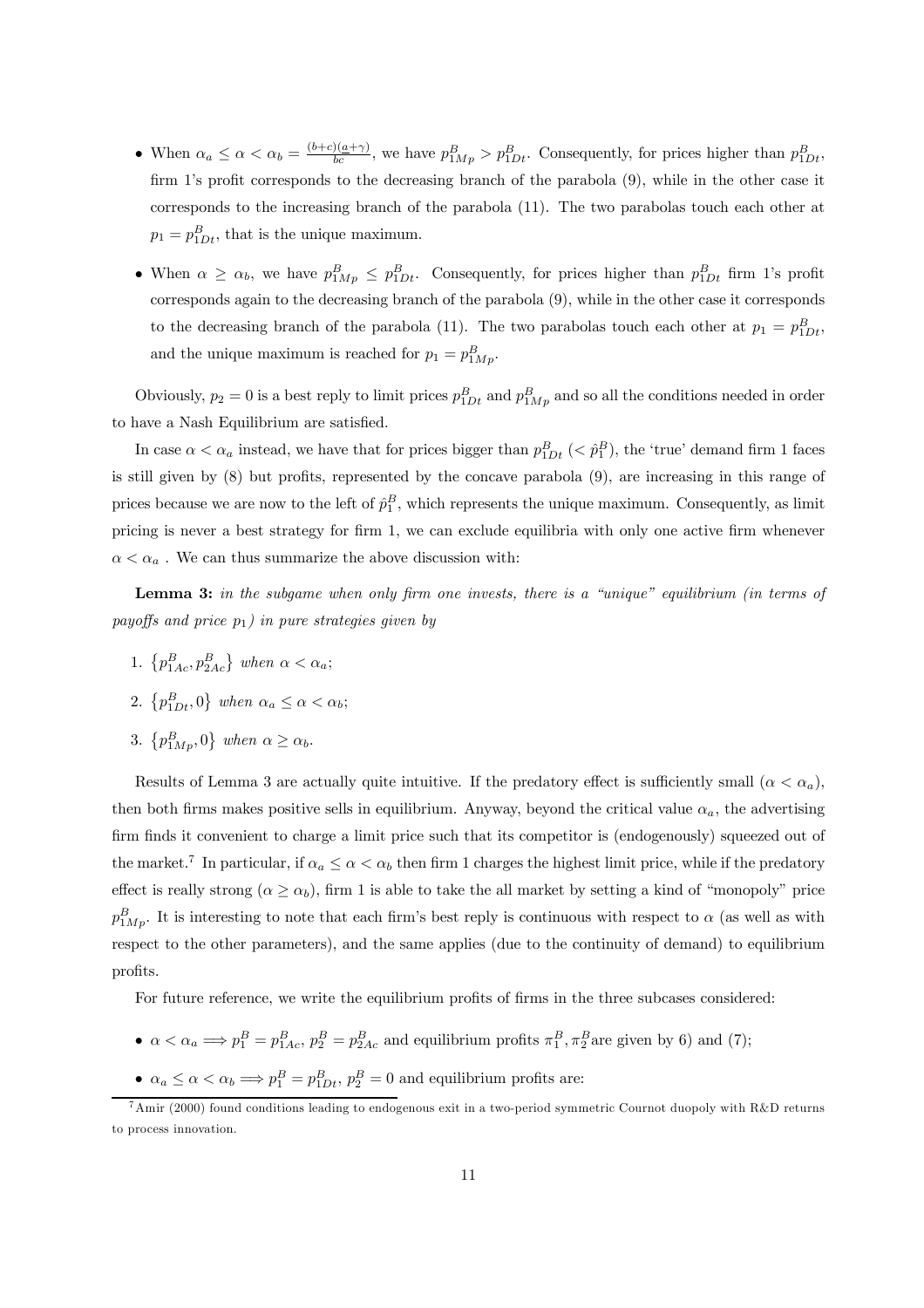- When $\alpha_a \leq \alpha < \alpha_b = \frac{(b+c)(\underline{a}+\gamma)}{bc}$, we have $p^B_{1Mp} > p^B_{1Dt}$. Consequently, for prices higher than $p^B_{1Dt}$, firm 1's profit corresponds to the decreasing branch of the parabola (9), while in the other case it corresponds to the increasing branch of the parabola (11). The two parabolas touch each other at $p_1 = p^B_{1Dt}$, that is the unique maximum.

- When $\alpha \geq \alpha_b$, we have $p^B_{1Mp} \leq p^B_{1Dt}$. Consequently, for prices higher than $p^B_{1Dt}$ firm 1's profit corresponds again to the decreasing branch of the parabola (9), while in the other case it corresponds to the decreasing branch of the parabola (11). The two parabolas touch each other at $p_1 = p^B_{1Dt}$, and the unique maximum is reached for $p_1 = p^B_{1Mp}$.

Obviously, $p_2 = 0$ is a best reply to limit prices $p^B_{1Dt}$ and $p^B_{1Mp}$ and so all the conditions needed in order to have a Nash Equilibrium are satisfied.

In case $\alpha < \alpha_a$ instead, we have that for prices bigger than $p^B_{1Dt}$ ($< \hat{p}^B_1$), the 'true' demand firm 1 faces is still given by (8) but profits, represented by the concave parabola (9), are increasing in this range of prices because we are now to the left of $\hat{p}^B_1$, which represents the unique maximum. Consequently, as limit pricing is never a best strategy for firm 1, we can exclude equilibria with only one active firm whenever $\alpha < \alpha_a$ . We can thus summarize the above discussion with:

**Lemma 3:** *in the subgame when only firm one invests, there is a "unique" equilibrium (in terms of payoffs and price $p_1$) in pure strategies given by*

1. $\left\{p^B_{1Ac}, p^B_{2Ac}\right\}$ *when* $\alpha < \alpha_a$;
2. $\left\{p^B_{1Dt}, 0\right\}$ *when* $\alpha_a \leq \alpha < \alpha_b$;
3. $\left\{p^B_{1Mp}, 0\right\}$ *when* $\alpha \geq \alpha_b$.

Results of Lemma 3 are actually quite intuitive. If the predatory effect is sufficiently small ($\alpha < \alpha_a$), then both firms makes positive sells in equilibrium. Anyway, beyond the critical value $\alpha_a$, the advertising firm finds it convenient to charge a limit price such that its competitor is (endogenously) squeezed out of the market.[7] In particular, if $\alpha_a \leq \alpha < \alpha_b$ then firm 1 charges the highest limit price, while if the predatory effect is really strong ($\alpha \geq \alpha_b$), firm 1 is able to take the all market by setting a kind of "monopoly" price $p^B_{1Mp}$. It is interesting to note that each firm's best reply is continuous with respect to $\alpha$ (as well as with respect to the other parameters), and the same applies (due to the continuity of demand) to equilibrium profits.

For future reference, we write the equilibrium profits of firms in the three subcases considered:

- $\alpha < \alpha_a \Longrightarrow p^B_1 = p^B_{1Ac}$, $p^B_2 = p^B_{2Ac}$ and equilibrium profits $\pi^B_1, \pi^B_2$are given by 6) and (7);
- $\alpha_a \leq \alpha < \alpha_b \Longrightarrow p^B_1 = p^B_{1Dt}$, $p^B_2 = 0$ and equilibrium profits are:

[7] Amir (2000) found conditions leading to endogenous exit in a two-period symmetric Cournot duopoly with R&D returns to process innovation.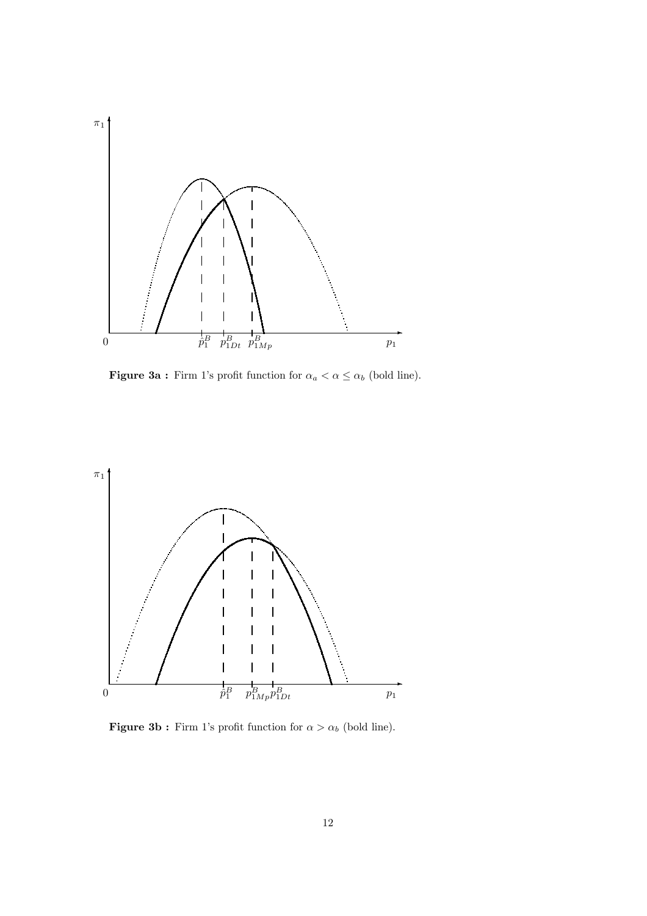**Figure 3a :** Firm 1's profit function for $\alpha_a < \alpha \leq \alpha_b$ (bold line).

**Figure 3b :** Firm 1's profit function for $\alpha > \alpha_b$ (bold line).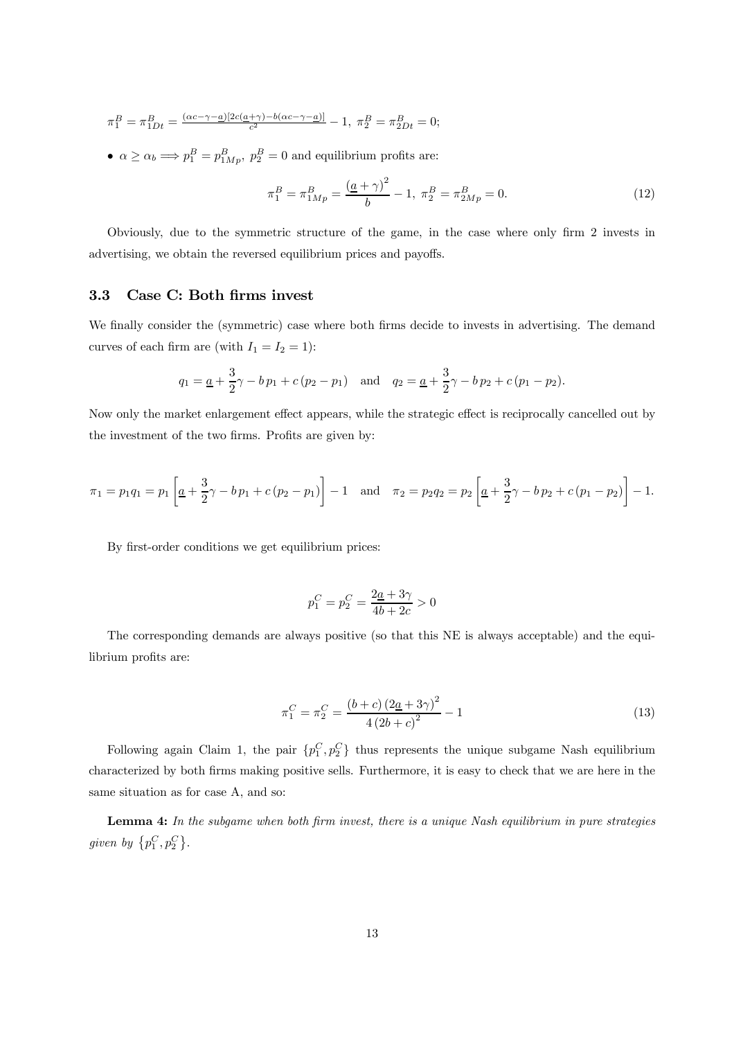$\pi_1^B = \pi_{1Dt}^B = \frac{(\alpha c - \gamma - \underline{a})[2c(\underline{a}+\gamma) - b(\alpha c - \gamma - \underline{a})]}{c^2} - 1,\ \pi_2^B = \pi_{2Dt}^B = 0;$

- $\alpha \geq \alpha_b \Longrightarrow p_1^B = p_{1Mp}^B,\ p_2^B = 0$ and equilibrium profits are:

$$\pi_1^B = \pi_{1Mp}^B = \frac{(\underline{a} + \gamma)^2}{b} - 1,\ \pi_2^B = \pi_{2Mp}^B = 0. \tag{12}$$

Obviously, due to the symmetric structure of the game, in the case where only firm 2 invests in advertising, we obtain the reversed equilibrium prices and payoffs.

### 3.3 Case C: Both firms invest

We finally consider the (symmetric) case where both firms decide to invests in advertising. The demand curves of each firm are (with $I_1 = I_2 = 1$):

$$q_1 = \underline{a} + \frac{3}{2}\gamma - b\,p_1 + c\,(p_2 - p_1) \quad \text{and} \quad q_2 = \underline{a} + \frac{3}{2}\gamma - b\,p_2 + c\,(p_1 - p_2).$$

Now only the market enlargement effect appears, while the strategic effect is reciprocally cancelled out by the investment of the two firms. Profits are given by:

$$\pi_1 = p_1 q_1 = p_1\left[\underline{a} + \frac{3}{2}\gamma - b\,p_1 + c\,(p_2 - p_1)\right] - 1 \quad \text{and} \quad \pi_2 = p_2 q_2 = p_2\left[\underline{a} + \frac{3}{2}\gamma - b\,p_2 + c\,(p_1 - p_2)\right] - 1.$$

By first-order conditions we get equilibrium prices:

$$p_1^C = p_2^C = \frac{2\underline{a} + 3\gamma}{4b + 2c} > 0$$

The corresponding demands are always positive (so that this NE is always acceptable) and the equilibrium profits are:

$$\pi_1^C = \pi_2^C = \frac{(b + c)\,(2\underline{a} + 3\gamma)^2}{4\,(2b + c)^2} - 1 \tag{13}$$

Following again Claim 1, the pair $\{p_1^C, p_2^C\}$ thus represents the unique subgame Nash equilibrium characterized by both firms making positive sells. Furthermore, it is easy to check that we are here in the same situation as for case A, and so:

**Lemma 4:** *In the subgame when both firm invest, there is a unique Nash equilibrium in pure strategies given by* $\{p_1^C, p_2^C\}$.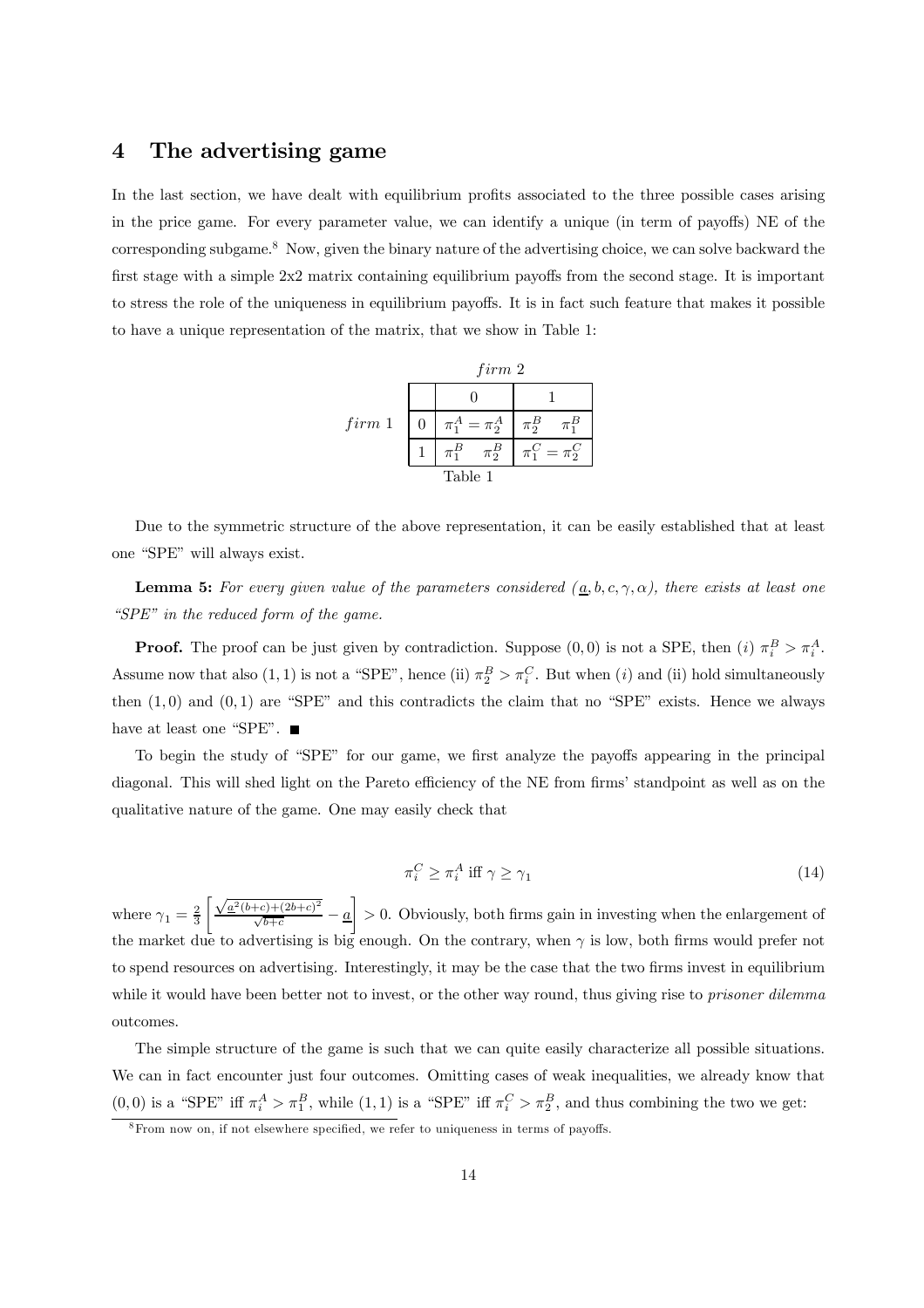## 4 The advertising game

In the last section, we have dealt with equilibrium profits associated to the three possible cases arising in the price game. For every parameter value, we can identify a unique (in term of payoffs) NE of the corresponding subgame.[8] Now, given the binary nature of the advertising choice, we can solve backward the first stage with a simple 2x2 matrix containing equilibrium payoffs from the second stage. It is important to stress the role of the uniqueness in equilibrium payoffs. It is in fact such feature that makes it possible to have a unique representation of the matrix, that we show in Table 1:

| firm 1 \ firm 2 | 0 | 1 |
|---|---|---|
| 0 | $\pi_1^A = \pi_2^A$ | $\pi_2^B \quad \pi_1^B$ |
| 1 | $\pi_1^B \quad \pi_2^B$ | $\pi_1^C = \pi_2^C$ |

Table 1

Due to the symmetric structure of the above representation, it can be easily established that at least one "SPE" will always exist.

**Lemma 5:** *For every given value of the parameters considered ($\underline{a}, b, c, \gamma, \alpha$), there exists at least one "SPE" in the reduced form of the game.*

**Proof.** The proof can be just given by contradiction. Suppose $(0,0)$ is not a SPE, then $(i)$ $\pi_i^B > \pi_i^A$. Assume now that also $(1,1)$ is not a "SPE", hence (ii) $\pi_2^B > \pi_i^C$. But when $(i)$ and (ii) hold simultaneously then $(1,0)$ and $(0,1)$ are "SPE" and this contradicts the claim that no "SPE" exists. Hence we always have at least one "SPE". ■

To begin the study of "SPE" for our game, we first analyze the payoffs appearing in the principal diagonal. This will shed light on the Pareto efficiency of the NE from firms' standpoint as well as on the qualitative nature of the game. One may easily check that

$$\pi_i^C \geq \pi_i^A \text{ iff } \gamma \geq \gamma_1 \tag{14}$$

where $\gamma_1 = \frac{2}{3}\left[\frac{\sqrt{\underline{a}^2(b+c)+(2b+c)^2}}{\sqrt{b+c}} - \underline{a}\right] > 0$. Obviously, both firms gain in investing when the enlargement of the market due to advertising is big enough. On the contrary, when $\gamma$ is low, both firms would prefer not to spend resources on advertising. Interestingly, it may be the case that the two firms invest in equilibrium while it would have been better not to invest, or the other way round, thus giving rise to *prisoner dilemma* outcomes.

The simple structure of the game is such that we can quite easily characterize all possible situations. We can in fact encounter just four outcomes. Omitting cases of weak inequalities, we already know that $(0,0)$ is a "SPE" iff $\pi_i^A > \pi_1^B$, while $(1,1)$ is a "SPE" iff $\pi_i^C > \pi_2^B$, and thus combining the two we get:

[8] From now on, if not elsewhere specified, we refer to uniqueness in terms of payoffs.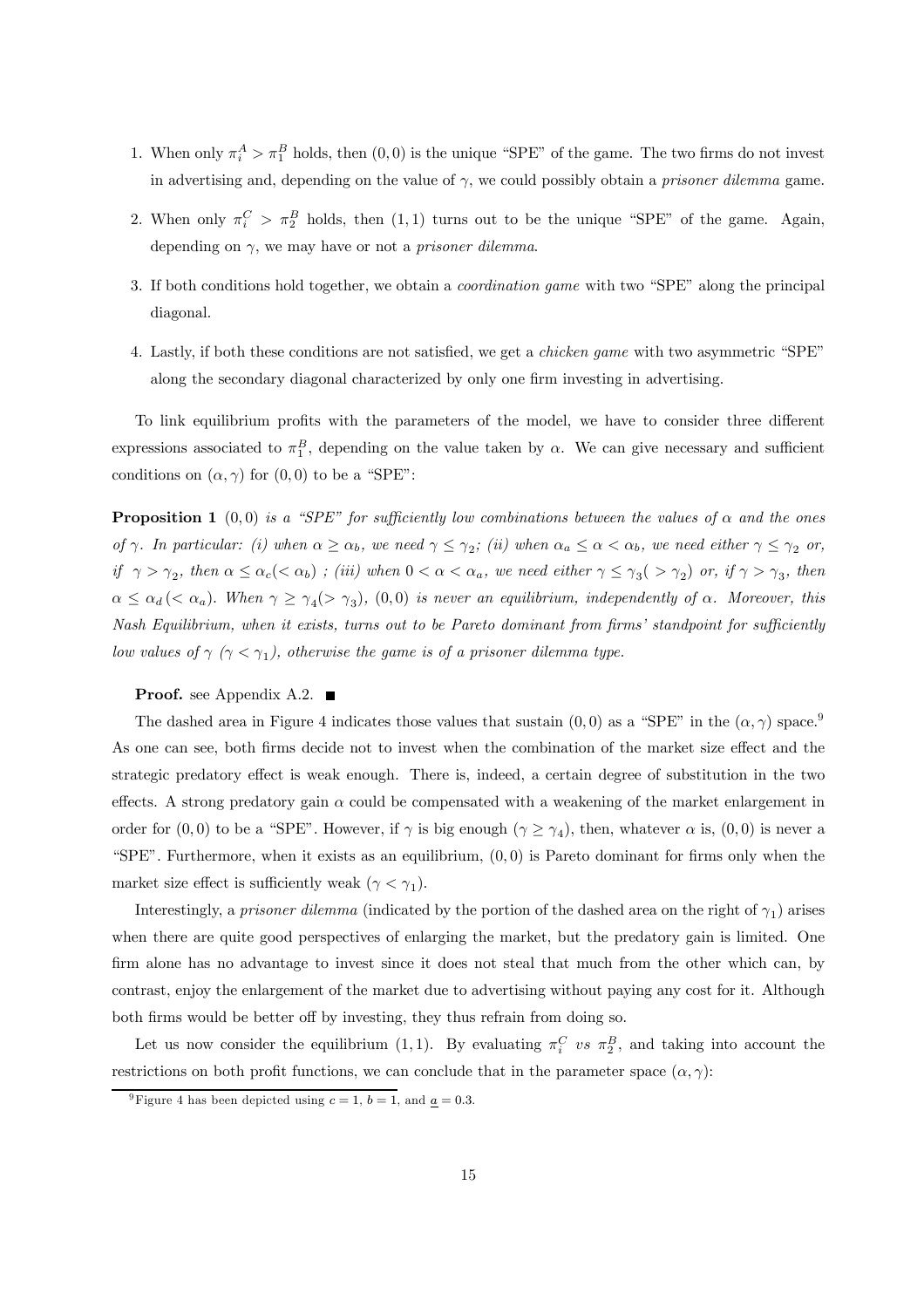1. When only $\pi_i^A > \pi_1^B$ holds, then $(0,0)$ is the unique "SPE" of the game. The two firms do not invest in advertising and, depending on the value of $\gamma$, we could possibly obtain a *prisoner dilemma* game.

2. When only $\pi_i^C > \pi_2^B$ holds, then $(1,1)$ turns out to be the unique "SPE" of the game. Again, depending on $\gamma$, we may have or not a *prisoner dilemma*.

3. If both conditions hold together, we obtain a *coordination game* with two "SPE" along the principal diagonal.

4. Lastly, if both these conditions are not satisfied, we get a *chicken game* with two asymmetric "SPE" along the secondary diagonal characterized by only one firm investing in advertising.

To link equilibrium profits with the parameters of the model, we have to consider three different expressions associated to $\pi_1^B$, depending on the value taken by $\alpha$. We can give necessary and sufficient conditions on $(\alpha, \gamma)$ for $(0,0)$ to be a "SPE":

**Proposition 1** *$(0,0)$ is a "SPE" for sufficiently low combinations between the values of $\alpha$ and the ones of $\gamma$. In particular: (i) when $\alpha \geq \alpha_b$, we need $\gamma \leq \gamma_2$; (ii) when $\alpha_a \leq \alpha < \alpha_b$, we need either $\gamma \leq \gamma_2$ or, if $\gamma > \gamma_2$, then $\alpha \leq \alpha_c (< \alpha_b)$ ; (iii) when $0 < \alpha < \alpha_a$, we need either $\gamma \leq \gamma_3 (> \gamma_2)$ or, if $\gamma > \gamma_3$, then $\alpha \leq \alpha_d (< \alpha_a)$. When $\gamma \geq \gamma_4 (> \gamma_3)$, $(0,0)$ is never an equilibrium, independently of $\alpha$. Moreover, this Nash Equilibrium, when it exists, turns out to be Pareto dominant from firms' standpoint for sufficiently low values of $\gamma$ ($\gamma < \gamma_1$), otherwise the game is of a prisoner dilemma type.*

**Proof.** see Appendix A.2. ■

The dashed area in Figure 4 indicates those values that sustain $(0,0)$ as a "SPE" in the $(\alpha, \gamma)$ space.[9] As one can see, both firms decide not to invest when the combination of the market size effect and the strategic predatory effect is weak enough. There is, indeed, a certain degree of substitution in the two effects. A strong predatory gain $\alpha$ could be compensated with a weakening of the market enlargement in order for $(0,0)$ to be a "SPE". However, if $\gamma$ is big enough ($\gamma \geq \gamma_4$), then, whatever $\alpha$ is, $(0,0)$ is never a "SPE". Furthermore, when it exists as an equilibrium, $(0,0)$ is Pareto dominant for firms only when the market size effect is sufficiently weak ($\gamma < \gamma_1$).

Interestingly, a *prisoner dilemma* (indicated by the portion of the dashed area on the right of $\gamma_1$) arises when there are quite good perspectives of enlarging the market, but the predatory gain is limited. One firm alone has no advantage to invest since it does not steal that much from the other which can, by contrast, enjoy the enlargement of the market due to advertising without paying any cost for it. Although both firms would be better off by investing, they thus refrain from doing so.

Let us now consider the equilibrium $(1,1)$. By evaluating $\pi_i^C$ *vs* $\pi_2^B$, and taking into account the restrictions on both profit functions, we can conclude that in the parameter space $(\alpha, \gamma)$:

[9] Figure 4 has been depicted using $c = 1$, $b = 1$, and $\underline{a} = 0.3$.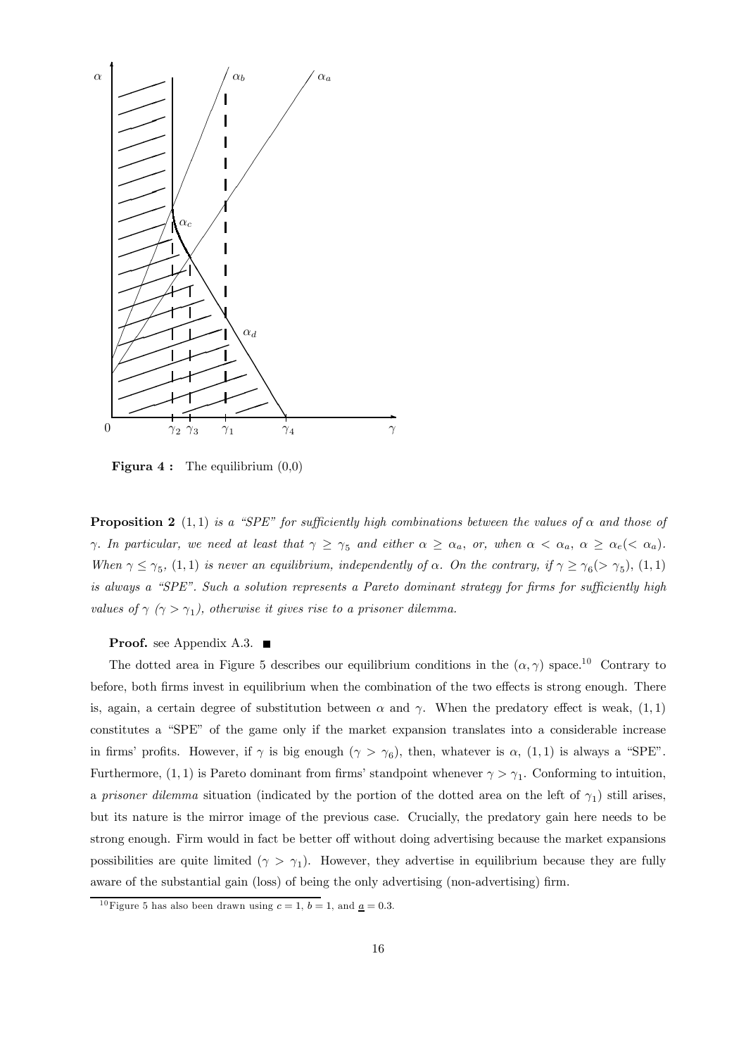**Figura 4 :** The equilibrium (0,0)

**Proposition 2** *(1, 1) is a "SPE" for sufficiently high combinations between the values of $\alpha$ and those of $\gamma$. In particular, we need at least that $\gamma \geq \gamma_5$ and either $\alpha \geq \alpha_a$, or, when $\alpha < \alpha_a$, $\alpha \geq \alpha_e (< \alpha_a)$. When $\gamma \leq \gamma_5$, (1, 1) is never an equilibrium, independently of $\alpha$. On the contrary, if $\gamma \geq \gamma_6 (> \gamma_5)$, (1, 1) is always a "SPE". Such a solution represents a Pareto dominant strategy for firms for sufficiently high values of $\gamma$ ($\gamma > \gamma_1$), otherwise it gives rise to a prisoner dilemma.*

**Proof.** see Appendix A.3. ■

The dotted area in Figure 5 describes our equilibrium conditions in the $(\alpha, \gamma)$ space.[10] Contrary to before, both firms invest in equilibrium when the combination of the two effects is strong enough. There is, again, a certain degree of substitution between $\alpha$ and $\gamma$. When the predatory effect is weak, (1, 1) constitutes a "SPE" of the game only if the market expansion translates into a considerable increase in firms' profits. However, if $\gamma$ is big enough ($\gamma > \gamma_6$), then, whatever is $\alpha$, (1, 1) is always a "SPE". Furthermore, (1, 1) is Pareto dominant from firms' standpoint whenever $\gamma > \gamma_1$. Conforming to intuition, a *prisoner dilemma* situation (indicated by the portion of the dotted area on the left of $\gamma_1$) still arises, but its nature is the mirror image of the previous case. Crucially, the predatory gain here needs to be strong enough. Firm would in fact be better off without doing advertising because the market expansions possibilities are quite limited ($\gamma > \gamma_1$). However, they advertise in equilibrium because they are fully aware of the substantial gain (loss) of being the only advertising (non-advertising) firm.

[10] Figure 5 has also been drawn using $c = 1$, $b = 1$, and $\underline{a} = 0.3$.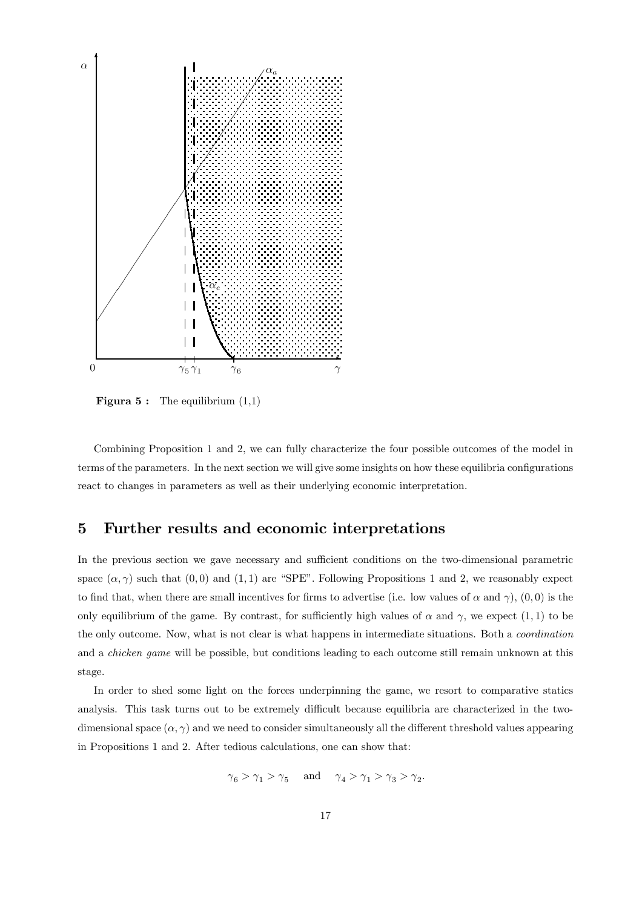**Figura 5 :** The equilibrium (1,1)

Combining Proposition 1 and 2, we can fully characterize the four possible outcomes of the model in terms of the parameters. In the next section we will give some insights on how these equilibria configurations react to changes in parameters as well as their underlying economic interpretation.

## 5 Further results and economic interpretations

In the previous section we gave necessary and sufficient conditions on the two-dimensional parametric space $(\alpha, \gamma)$ such that $(0,0)$ and $(1,1)$ are "SPE". Following Propositions 1 and 2, we reasonably expect to find that, when there are small incentives for firms to advertise (i.e. low values of $\alpha$ and $\gamma$), $(0,0)$ is the only equilibrium of the game. By contrast, for sufficiently high values of $\alpha$ and $\gamma$, we expect $(1,1)$ to be the only outcome. Now, what is not clear is what happens in intermediate situations. Both a *coordination* and a *chicken game* will be possible, but conditions leading to each outcome still remain unknown at this stage.

In order to shed some light on the forces underpinning the game, we resort to comparative statics analysis. This task turns out to be extremely difficult because equilibria are characterized in the two-dimensional space $(\alpha, \gamma)$ and we need to consider simultaneously all the different threshold values appearing in Propositions 1 and 2. After tedious calculations, one can show that:

$$\gamma_6 > \gamma_1 > \gamma_5 \quad \text{and} \quad \gamma_4 > \gamma_1 > \gamma_3 > \gamma_2.$$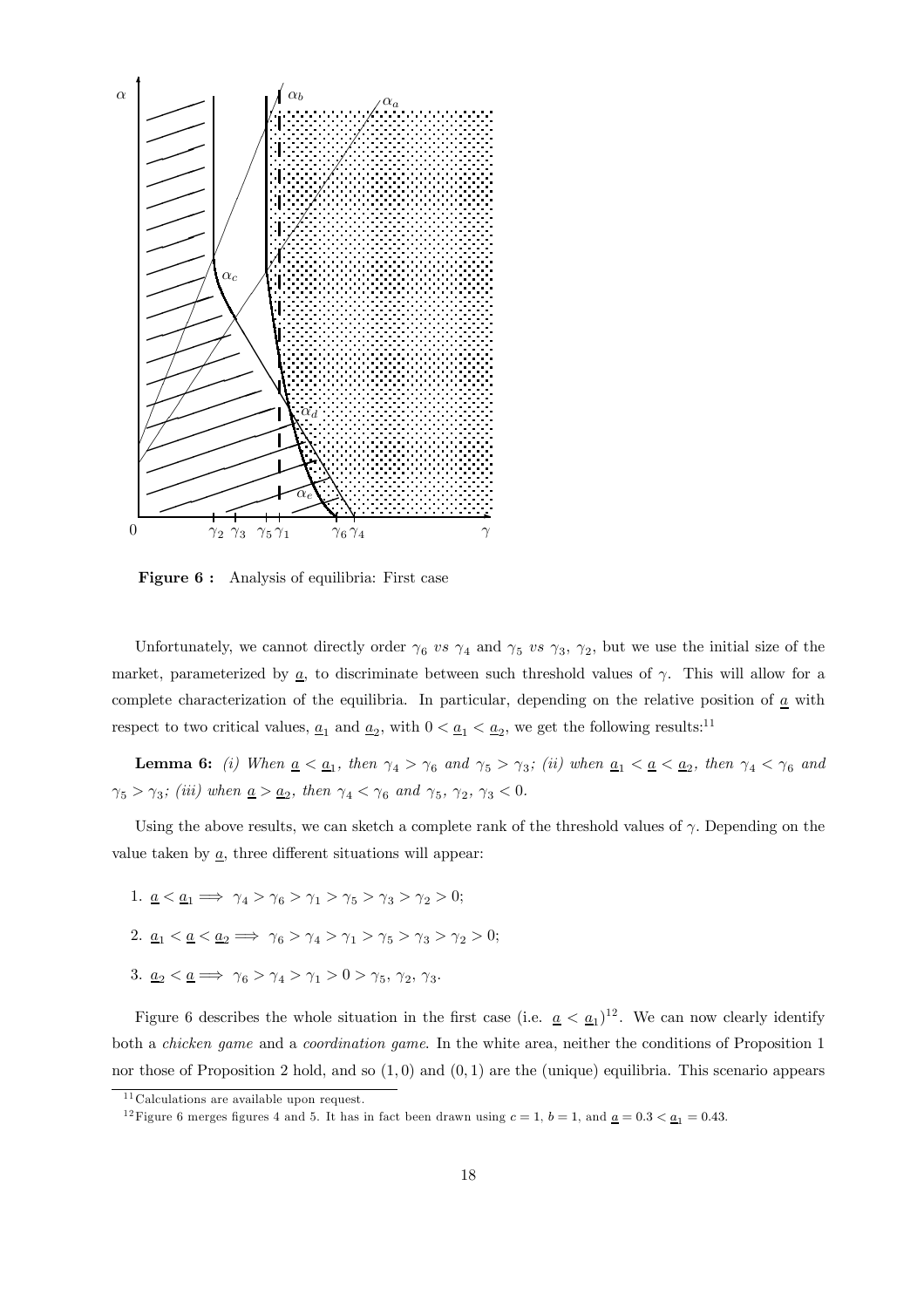**Figure 6 :** Analysis of equilibria: First case

Unfortunately, we cannot directly order $\gamma_6$ *vs* $\gamma_4$ and $\gamma_5$ *vs* $\gamma_3$, $\gamma_2$, but we use the initial size of the market, parameterized by $\underline{a}$, to discriminate between such threshold values of $\gamma$. This will allow for a complete characterization of the equilibria. In particular, depending on the relative position of $\underline{a}$ with respect to two critical values, $\underline{a}_1$ and $\underline{a}_2$, with $0 < \underline{a}_1 < \underline{a}_2$, we get the following results:[11]

**Lemma 6:** *(i) When $\underline{a} < \underline{a}_1$, then $\gamma_4 > \gamma_6$ and $\gamma_5 > \gamma_3$; (ii) when $\underline{a}_1 < \underline{a} < \underline{a}_2$, then $\gamma_4 < \gamma_6$ and $\gamma_5 > \gamma_3$; (iii) when $\underline{a} > \underline{a}_2$, then $\gamma_4 < \gamma_6$ and $\gamma_5, \gamma_2, \gamma_3 < 0$.*

Using the above results, we can sketch a complete rank of the threshold values of $\gamma$. Depending on the value taken by $\underline{a}$, three different situations will appear:

1. $\underline{a} < \underline{a}_1 \Longrightarrow \gamma_4 > \gamma_6 > \gamma_1 > \gamma_5 > \gamma_3 > \gamma_2 > 0$;
2. $\underline{a}_1 < \underline{a} < \underline{a}_2 \Longrightarrow \gamma_6 > \gamma_4 > \gamma_1 > \gamma_5 > \gamma_3 > \gamma_2 > 0$;
3. $\underline{a}_2 < \underline{a} \Longrightarrow \gamma_6 > \gamma_4 > \gamma_1 > 0 > \gamma_5, \gamma_2, \gamma_3$.

Figure 6 describes the whole situation in the first case (i.e. $\underline{a} < \underline{a}_1$)[12]. We can now clearly identify both a *chicken game* and a *coordination game*. In the white area, neither the conditions of Proposition 1 nor those of Proposition 2 hold, and so $(1, 0)$ and $(0, 1)$ are the (unique) equilibria. This scenario appears

[11] Calculations are available upon request.

[12] Figure 6 merges figures 4 and 5. It has in fact been drawn using $c = 1$, $b = 1$, and $\underline{a} = 0.3 < \underline{a}_1 = 0.43$.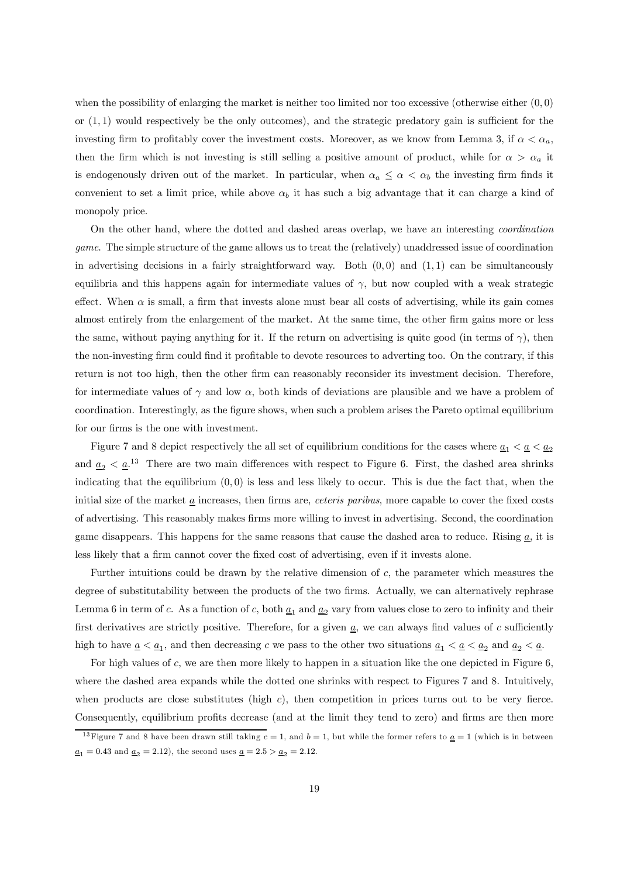when the possibility of enlarging the market is neither too limited nor too excessive (otherwise either $(0,0)$ or $(1,1)$ would respectively be the only outcomes), and the strategic predatory gain is sufficient for the investing firm to profitably cover the investment costs. Moreover, as we know from Lemma 3, if $\alpha < \alpha_a$, then the firm which is not investing is still selling a positive amount of product, while for $\alpha > \alpha_a$ it is endogenously driven out of the market. In particular, when $\alpha_a \leq \alpha < \alpha_b$ the investing firm finds it convenient to set a limit price, while above $\alpha_b$ it has such a big advantage that it can charge a kind of monopoly price.

On the other hand, where the dotted and dashed areas overlap, we have an interesting *coordination game*. The simple structure of the game allows us to treat the (relatively) unaddressed issue of coordination in advertising decisions in a fairly straightforward way. Both $(0,0)$ and $(1,1)$ can be simultaneously equilibria and this happens again for intermediate values of $\gamma$, but now coupled with a weak strategic effect. When $\alpha$ is small, a firm that invests alone must bear all costs of advertising, while its gain comes almost entirely from the enlargement of the market. At the same time, the other firm gains more or less the same, without paying anything for it. If the return on advertising is quite good (in terms of $\gamma$), then the non-investing firm could find it profitable to devote resources to adverting too. On the contrary, if this return is not too high, then the other firm can reasonably reconsider its investment decision. Therefore, for intermediate values of $\gamma$ and low $\alpha$, both kinds of deviations are plausible and we have a problem of coordination. Interestingly, as the figure shows, when such a problem arises the Pareto optimal equilibrium for our firms is the one with investment.

Figure 7 and 8 depict respectively the all set of equilibrium conditions for the cases where $\underline{a}_1 < \underline{a} < \underline{a}_2$ and $\underline{a}_2 < \underline{a}$.[13] There are two main differences with respect to Figure 6. First, the dashed area shrinks indicating that the equilibrium $(0,0)$ is less and less likely to occur. This is due the fact that, when the initial size of the market $\underline{a}$ increases, then firms are, *ceteris paribus*, more capable to cover the fixed costs of advertising. This reasonably makes firms more willing to invest in advertising. Second, the coordination game disappears. This happens for the same reasons that cause the dashed area to reduce. Rising $\underline{a}$, it is less likely that a firm cannot cover the fixed cost of advertising, even if it invests alone.

Further intuitions could be drawn by the relative dimension of $c$, the parameter which measures the degree of substitutability between the products of the two firms. Actually, we can alternatively rephrase Lemma 6 in term of $c$. As a function of $c$, both $\underline{a}_1$ and $\underline{a}_2$ vary from values close to zero to infinity and their first derivatives are strictly positive. Therefore, for a given $\underline{a}$, we can always find values of $c$ sufficiently high to have $\underline{a} < \underline{a}_1$, and then decreasing $c$ we pass to the other two situations $\underline{a}_1 < \underline{a} < \underline{a}_2$ and $\underline{a}_2 < \underline{a}$.

For high values of $c$, we are then more likely to happen in a situation like the one depicted in Figure 6, where the dashed area expands while the dotted one shrinks with respect to Figures 7 and 8. Intuitively, when products are close substitutes (high $c$), then competition in prices turns out to be very fierce. Consequently, equilibrium profits decrease (and at the limit they tend to zero) and firms are then more

[13] Figure 7 and 8 have been drawn still taking $c = 1$, and $b = 1$, but while the former refers to $\underline{a} = 1$ (which is in between $\underline{a}_1 = 0.43$ and $\underline{a}_2 = 2.12$), the second uses $\underline{a} = 2.5 > \underline{a}_2 = 2.12$.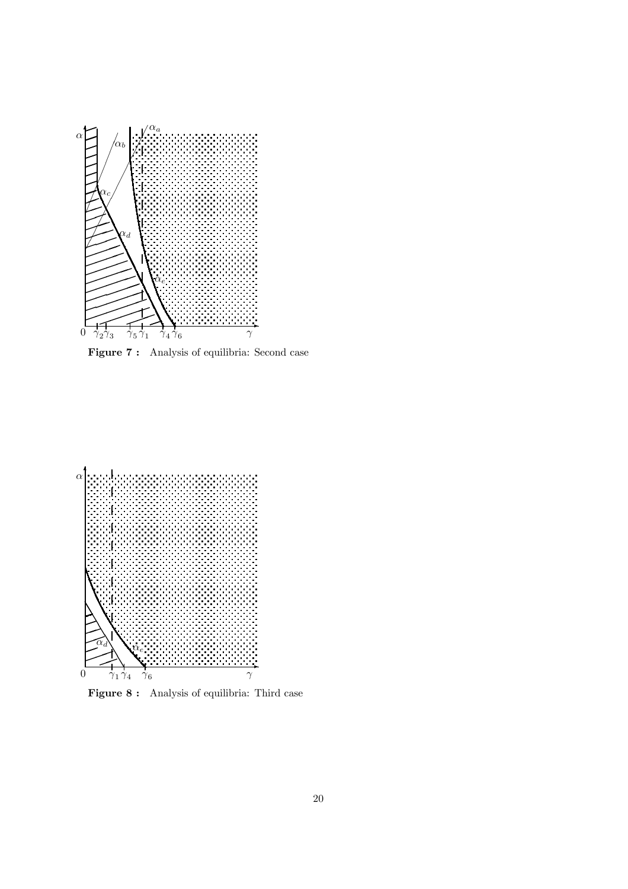**Figure 7 :** Analysis of equilibria: Second case

**Figure 8 :** Analysis of equilibria: Third case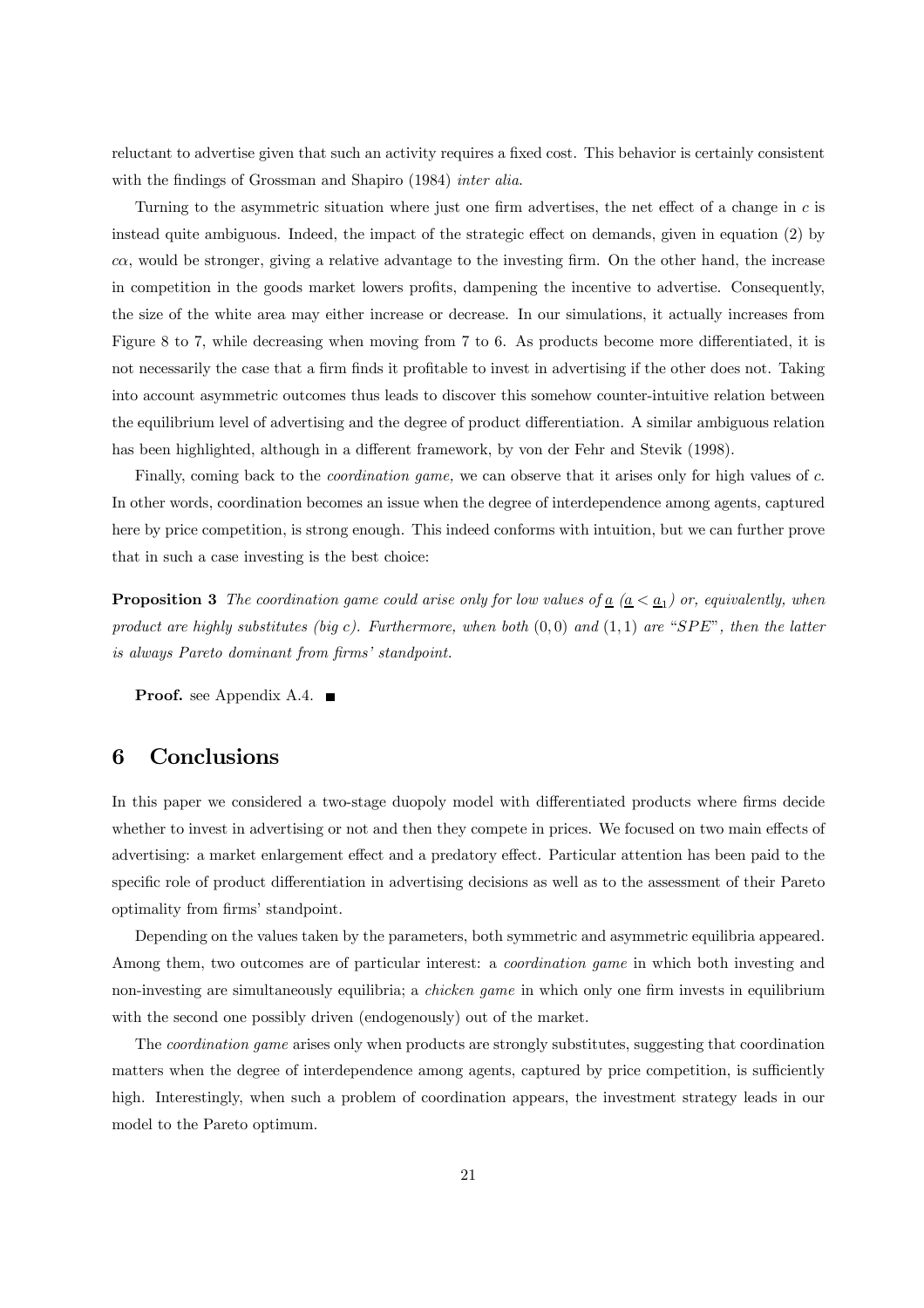reluctant to advertise given that such an activity requires a fixed cost. This behavior is certainly consistent with the findings of Grossman and Shapiro (1984) *inter alia*.

Turning to the asymmetric situation where just one firm advertises, the net effect of a change in $c$ is instead quite ambiguous. Indeed, the impact of the strategic effect on demands, given in equation (2) by $c\alpha$, would be stronger, giving a relative advantage to the investing firm. On the other hand, the increase in competition in the goods market lowers profits, dampening the incentive to advertise. Consequently, the size of the white area may either increase or decrease. In our simulations, it actually increases from Figure 8 to 7, while decreasing when moving from 7 to 6. As products become more differentiated, it is not necessarily the case that a firm finds it profitable to invest in advertising if the other does not. Taking into account asymmetric outcomes thus leads to discover this somehow counter-intuitive relation between the equilibrium level of advertising and the degree of product differentiation. A similar ambiguous relation has been highlighted, although in a different framework, by von der Fehr and Stevik (1998).

Finally, coming back to the *coordination game,* we can observe that it arises only for high values of $c$. In other words, coordination becomes an issue when the degree of interdependence among agents, captured here by price competition, is strong enough. This indeed conforms with intuition, but we can further prove that in such a case investing is the best choice:

**Proposition 3** *The coordination game could arise only for low values of $\underline{a}$ ($\underline{a} < \underline{a}_1$) or, equivalently, when product are highly substitutes (big $c$). Furthermore, when both $(0,0)$ and $(1,1)$ are "$SPE$", then the latter is always Pareto dominant from firms' standpoint.*

**Proof.** see Appendix A.4. ■

# 6 Conclusions

In this paper we considered a two-stage duopoly model with differentiated products where firms decide whether to invest in advertising or not and then they compete in prices. We focused on two main effects of advertising: a market enlargement effect and a predatory effect. Particular attention has been paid to the specific role of product differentiation in advertising decisions as well as to the assessment of their Pareto optimality from firms' standpoint.

Depending on the values taken by the parameters, both symmetric and asymmetric equilibria appeared. Among them, two outcomes are of particular interest: a *coordination game* in which both investing and non-investing are simultaneously equilibria; a *chicken game* in which only one firm invests in equilibrium with the second one possibly driven (endogenously) out of the market.

The *coordination game* arises only when products are strongly substitutes, suggesting that coordination matters when the degree of interdependence among agents, captured by price competition, is sufficiently high. Interestingly, when such a problem of coordination appears, the investment strategy leads in our model to the Pareto optimum.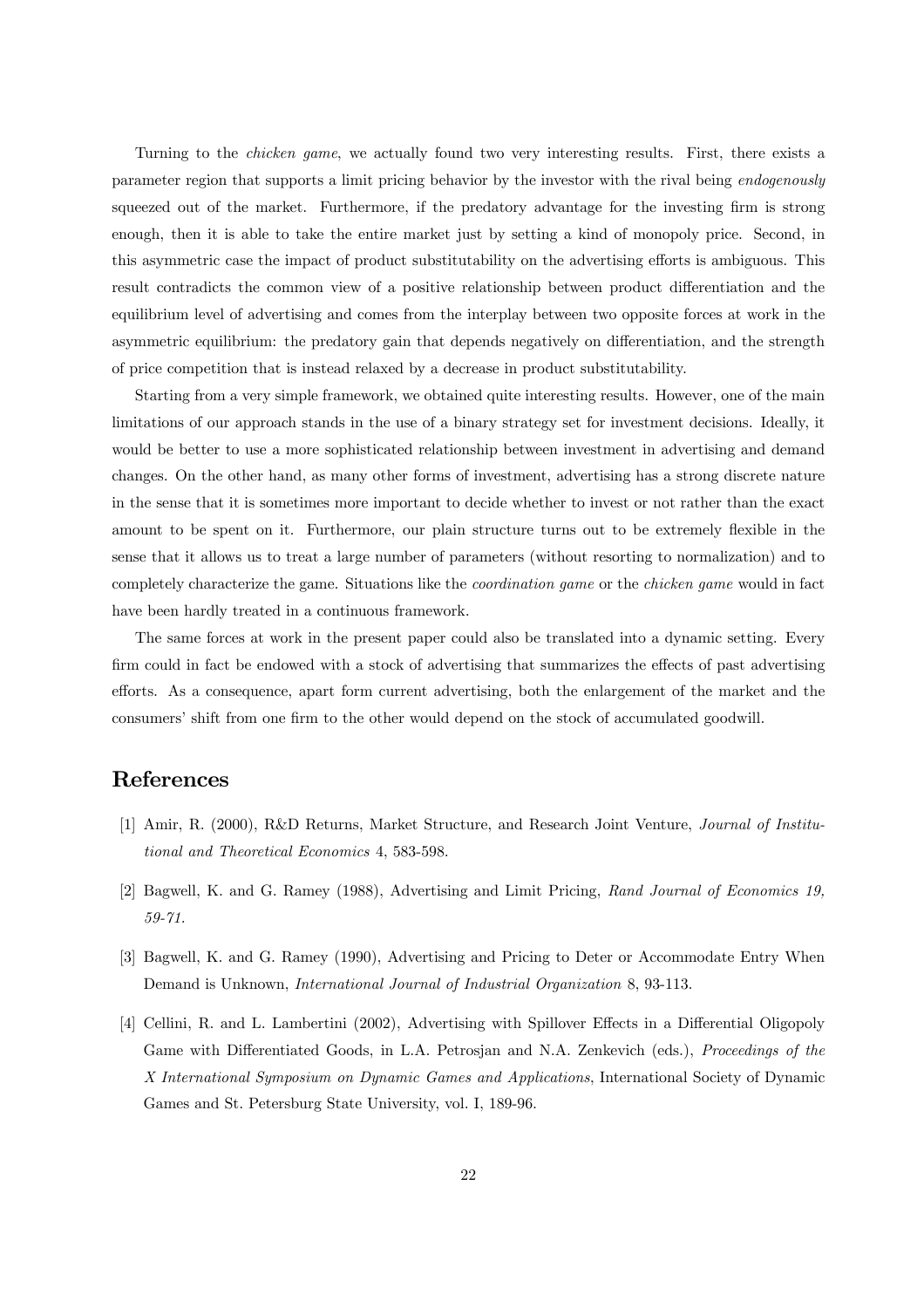Turning to the *chicken game*, we actually found two very interesting results. First, there exists a parameter region that supports a limit pricing behavior by the investor with the rival being *endogenously* squeezed out of the market. Furthermore, if the predatory advantage for the investing firm is strong enough, then it is able to take the entire market just by setting a kind of monopoly price. Second, in this asymmetric case the impact of product substitutability on the advertising efforts is ambiguous. This result contradicts the common view of a positive relationship between product differentiation and the equilibrium level of advertising and comes from the interplay between two opposite forces at work in the asymmetric equilibrium: the predatory gain that depends negatively on differentiation, and the strength of price competition that is instead relaxed by a decrease in product substitutability.

Starting from a very simple framework, we obtained quite interesting results. However, one of the main limitations of our approach stands in the use of a binary strategy set for investment decisions. Ideally, it would be better to use a more sophisticated relationship between investment in advertising and demand changes. On the other hand, as many other forms of investment, advertising has a strong discrete nature in the sense that it is sometimes more important to decide whether to invest or not rather than the exact amount to be spent on it. Furthermore, our plain structure turns out to be extremely flexible in the sense that it allows us to treat a large number of parameters (without resorting to normalization) and to completely characterize the game. Situations like the *coordination game* or the *chicken game* would in fact have been hardly treated in a continuous framework.

The same forces at work in the present paper could also be translated into a dynamic setting. Every firm could in fact be endowed with a stock of advertising that summarizes the effects of past advertising efforts. As a consequence, apart form current advertising, both the enlargement of the market and the consumers' shift from one firm to the other would depend on the stock of accumulated goodwill.

# References

[1] Amir, R. (2000), R&D Returns, Market Structure, and Research Joint Venture, *Journal of Institutional and Theoretical Economics* 4, 583-598.

[2] Bagwell, K. and G. Ramey (1988), Advertising and Limit Pricing, *Rand Journal of Economics 19, 59-71.*

[3] Bagwell, K. and G. Ramey (1990), Advertising and Pricing to Deter or Accommodate Entry When Demand is Unknown, *International Journal of Industrial Organization* 8, 93-113.

[4] Cellini, R. and L. Lambertini (2002), Advertising with Spillover Effects in a Differential Oligopoly Game with Differentiated Goods, in L.A. Petrosjan and N.A. Zenkevich (eds.), *Proceedings of the X International Symposium on Dynamic Games and Applications*, International Society of Dynamic Games and St. Petersburg State University, vol. I, 189-96.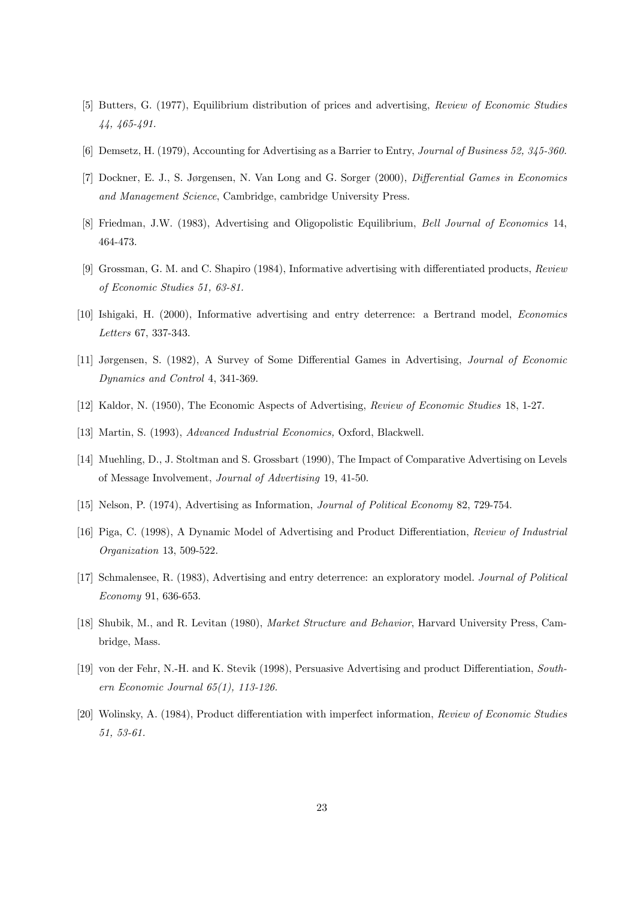[5] Butters, G. (1977), Equilibrium distribution of prices and advertising, *Review of Economic Studies 44, 465-491.*

[6] Demsetz, H. (1979), Accounting for Advertising as a Barrier to Entry, *Journal of Business 52, 345-360.*

[7] Dockner, E. J., S. Jørgensen, N. Van Long and G. Sorger (2000), *Differential Games in Economics and Management Science*, Cambridge, cambridge University Press.

[8] Friedman, J.W. (1983), Advertising and Oligopolistic Equilibrium, *Bell Journal of Economics* 14, 464-473.

[9] Grossman, G. M. and C. Shapiro (1984), Informative advertising with differentiated products, *Review of Economic Studies 51, 63-81.*

[10] Ishigaki, H. (2000), Informative advertising and entry deterrence: a Bertrand model, *Economics Letters* 67, 337-343.

[11] Jørgensen, S. (1982), A Survey of Some Differential Games in Advertising, *Journal of Economic Dynamics and Control* 4, 341-369.

[12] Kaldor, N. (1950), The Economic Aspects of Advertising, *Review of Economic Studies* 18, 1-27.

[13] Martin, S. (1993), *Advanced Industrial Economics,* Oxford, Blackwell.

[14] Muehling, D., J. Stoltman and S. Grossbart (1990), The Impact of Comparative Advertising on Levels of Message Involvement, *Journal of Advertising* 19, 41-50.

[15] Nelson, P. (1974), Advertising as Information, *Journal of Political Economy* 82, 729-754.

[16] Piga, C. (1998), A Dynamic Model of Advertising and Product Differentiation, *Review of Industrial Organization* 13, 509-522.

[17] Schmalensee, R. (1983), Advertising and entry deterrence: an exploratory model. *Journal of Political Economy* 91, 636-653.

[18] Shubik, M., and R. Levitan (1980), *Market Structure and Behavior*, Harvard University Press, Cambridge, Mass.

[19] von der Fehr, N.-H. and K. Stevik (1998), Persuasive Advertising and product Differentiation, *Southern Economic Journal 65(1), 113-126.*

[20] Wolinsky, A. (1984), Product differentiation with imperfect information, *Review of Economic Studies 51, 53-61.*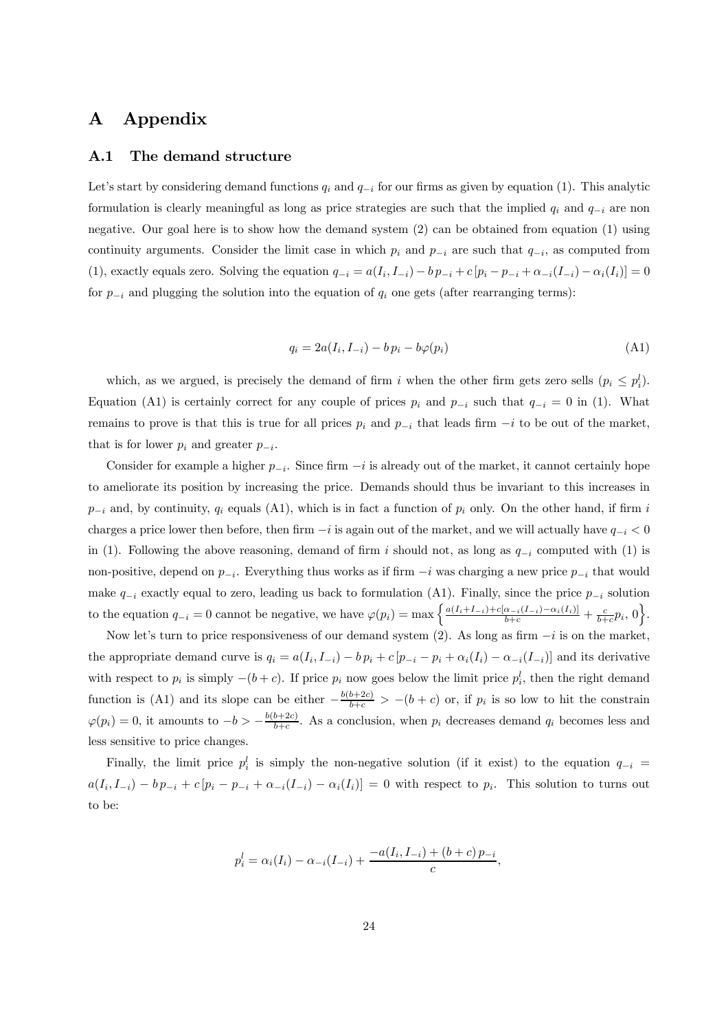# A Appendix

## A.1 The demand structure

Let's start by considering demand functions $q_i$ and $q_{-i}$ for our firms as given by equation (1). This analytic formulation is clearly meaningful as long as price strategies are such that the implied $q_i$ and $q_{-i}$ are non negative. Our goal here is to show how the demand system (2) can be obtained from equation (1) using continuity arguments. Consider the limit case in which $p_i$ and $p_{-i}$ are such that $q_{-i}$, as computed from (1), exactly equals zero. Solving the equation $q_{-i} = a(I_i, I_{-i}) - b\,p_{-i} + c\,[p_i - p_{-i} + \alpha_{-i}(I_{-i}) - \alpha_i(I_i)] = 0$ for $p_{-i}$ and plugging the solution into the equation of $q_i$ one gets (after rearranging terms):

$$q_i = 2a(I_i, I_{-i}) - b\,p_i - b\varphi(p_i) \tag{A1}$$

which, as we argued, is precisely the demand of firm $i$ when the other firm gets zero sells ($p_i \le p_i^l$). Equation (A1) is certainly correct for any couple of prices $p_i$ and $p_{-i}$ such that $q_{-i} = 0$ in (1). What remains to prove is that this is true for all prices $p_i$ and $p_{-i}$ that leads firm $-i$ to be out of the market, that is for lower $p_i$ and greater $p_{-i}$.

Consider for example a higher $p_{-i}$. Since firm $-i$ is already out of the market, it cannot certainly hope to ameliorate its position by increasing the price. Demands should thus be invariant to this increases in $p_{-i}$ and, by continuity, $q_i$ equals (A1), which is in fact a function of $p_i$ only. On the other hand, if firm $i$ charges a price lower then before, then firm $-i$ is again out of the market, and we will actually have $q_{-i} < 0$ in (1). Following the above reasoning, demand of firm $i$ should not, as long as $q_{-i}$ computed with (1) is non-positive, depend on $p_{-i}$. Everything thus works as if firm $-i$ was charging a new price $p_{-i}$ that would make $q_{-i}$ exactly equal to zero, leading us back to formulation (A1). Finally, since the price $p_{-i}$ solution to the equation $q_{-i} = 0$ cannot be negative, we have $\varphi(p_i) = \max\left\{\frac{a(I_i+I_{-i})+c[\alpha_{-i}(I_{-i})-\alpha_i(I_i)]}{b+c} + \frac{c}{b+c}p_i,\, 0\right\}$.

Now let's turn to price responsiveness of our demand system (2). As long as firm $-i$ is on the market, the appropriate demand curve is $q_i = a(I_i, I_{-i}) - b\,p_i + c\,[p_{-i} - p_i + \alpha_i(I_i) - \alpha_{-i}(I_{-i})]$ and its derivative with respect to $p_i$ is simply $-(b+c)$. If price $p_i$ now goes below the limit price $p_i^l$, then the right demand function is (A1) and its slope can be either $-\frac{b(b+2c)}{b+c} > -(b+c)$ or, if $p_i$ is so low to hit the constrain $\varphi(p_i) = 0$, it amounts to $-b > -\frac{b(b+2c)}{b+c}$. As a conclusion, when $p_i$ decreases demand $q_i$ becomes less and less sensitive to price changes.

Finally, the limit price $p_i^l$ is simply the non-negative solution (if it exist) to the equation $q_{-i} = a(I_i, I_{-i}) - b\,p_{-i} + c\,[p_i - p_{-i} + \alpha_{-i}(I_{-i}) - \alpha_i(I_i)] = 0$ with respect to $p_i$. This solution to turns out to be:

$$p_i^l = \alpha_i(I_i) - \alpha_{-i}(I_{-i}) + \frac{-a(I_i, I_{-i}) + (b+c)\,p_{-i}}{c},$$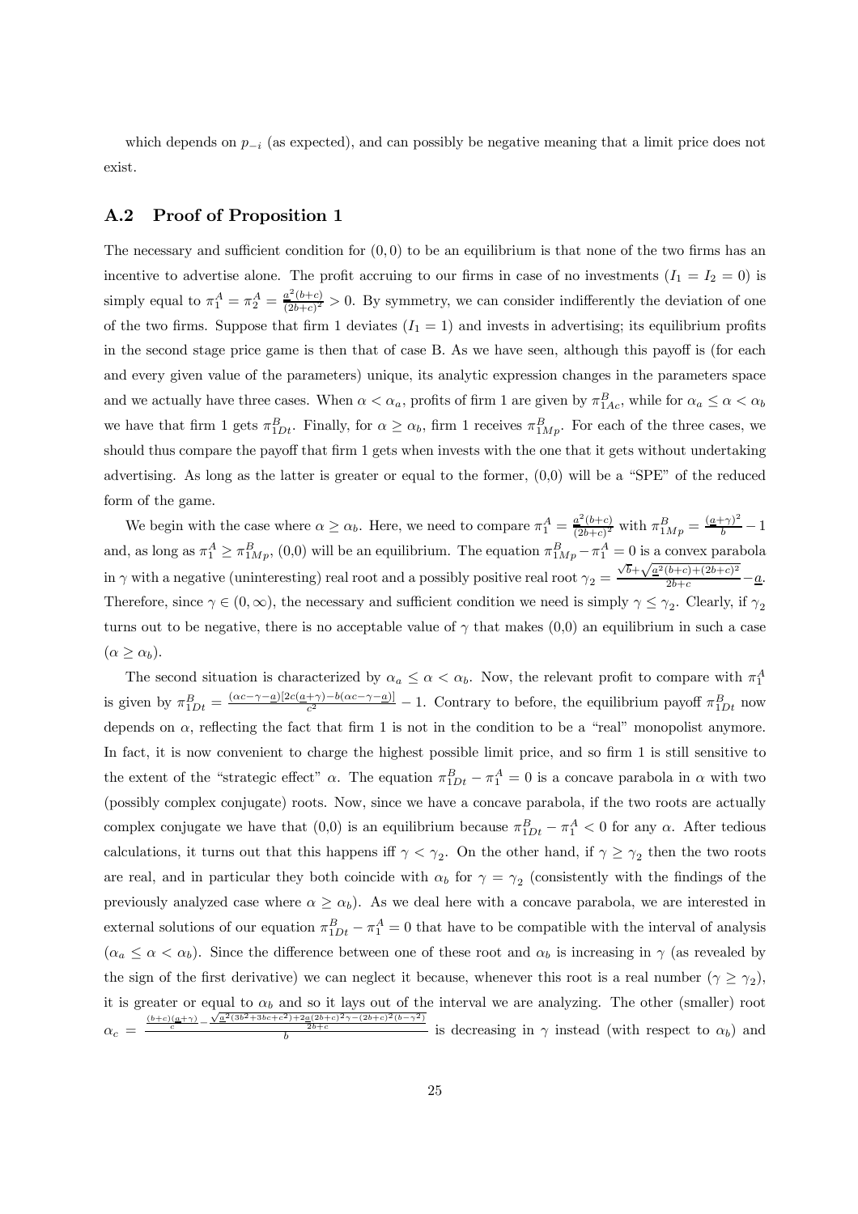which depends on $p_{-i}$ (as expected), and can possibly be negative meaning that a limit price does not exist.

## A.2 Proof of Proposition 1

The necessary and sufficient condition for $(0,0)$ to be an equilibrium is that none of the two firms has an incentive to advertise alone. The profit accruing to our firms in case of no investments ($I_1 = I_2 = 0$) is simply equal to $\pi_1^A = \pi_2^A = \frac{a^2(b+c)}{(2b+c)^2} > 0$. By symmetry, we can consider indifferently the deviation of one of the two firms. Suppose that firm 1 deviates ($I_1 = 1$) and invests in advertising; its equilibrium profits in the second stage price game is then that of case B. As we have seen, although this payoff is (for each and every given value of the parameters) unique, its analytic expression changes in the parameters space and we actually have three cases. When $\alpha < \alpha_a$, profits of firm 1 are given by $\pi_{1Ac}^B$, while for $\alpha_a \leq \alpha < \alpha_b$ we have that firm 1 gets $\pi_{1Dt}^B$. Finally, for $\alpha \geq \alpha_b$, firm 1 receives $\pi_{1Mp}^B$. For each of the three cases, we should thus compare the payoff that firm 1 gets when invests with the one that it gets without undertaking advertising. As long as the latter is greater or equal to the former, (0,0) will be a "SPE" of the reduced form of the game.

We begin with the case where $\alpha \geq \alpha_b$. Here, we need to compare $\pi_1^A = \frac{a^2(b+c)}{(2b+c)^2}$ with $\pi_{1Mp}^B = \frac{(\underline{a}+\gamma)^2}{b} - 1$ and, as long as $\pi_1^A \geq \pi_{1Mp}^B$, (0,0) will be an equilibrium. The equation $\pi_{1Mp}^B - \pi_1^A = 0$ is a convex parabola in $\gamma$ with a negative (uninteresting) real root and a possibly positive real root $\gamma_2 = \frac{\sqrt{b}+\sqrt{\underline{a}^2(b+c)+(2b+c)^2}}{2b+c} - \underline{a}$. Therefore, since $\gamma \in (0, \infty)$, the necessary and sufficient condition we need is simply $\gamma \leq \gamma_2$. Clearly, if $\gamma_2$ turns out to be negative, there is no acceptable value of $\gamma$ that makes (0,0) an equilibrium in such a case ($\alpha \geq \alpha_b$).

The second situation is characterized by $\alpha_a \leq \alpha < \alpha_b$. Now, the relevant profit to compare with $\pi_1^A$ is given by $\pi_{1Dt}^B = \frac{(\alpha c - \gamma - \underline{a})[2c(\underline{a}+\gamma) - b(\alpha c - \gamma - \underline{a})]}{c^2} - 1$. Contrary to before, the equilibrium payoff $\pi_{1Dt}^B$ now depends on $\alpha$, reflecting the fact that firm 1 is not in the condition to be a "real" monopolist anymore. In fact, it is now convenient to charge the highest possible limit price, and so firm 1 is still sensitive to the extent of the "strategic effect" $\alpha$. The equation $\pi_{1Dt}^B - \pi_1^A = 0$ is a concave parabola in $\alpha$ with two (possibly complex conjugate) roots. Now, since we have a concave parabola, if the two roots are actually complex conjugate we have that (0,0) is an equilibrium because $\pi_{1Dt}^B - \pi_1^A < 0$ for any $\alpha$. After tedious calculations, it turns out that this happens iff $\gamma < \gamma_2$. On the other hand, if $\gamma \geq \gamma_2$ then the two roots are real, and in particular they both coincide with $\alpha_b$ for $\gamma = \gamma_2$ (consistently with the findings of the previously analyzed case where $\alpha \geq \alpha_b$). As we deal here with a concave parabola, we are interested in external solutions of our equation $\pi_{1Dt}^B - \pi_1^A = 0$ that have to be compatible with the interval of analysis ($\alpha_a \leq \alpha < \alpha_b$). Since the difference between one of these root and $\alpha_b$ is increasing in $\gamma$ (as revealed by the sign of the first derivative) we can neglect it because, whenever this root is a real number ($\gamma \geq \gamma_2$), it is greater or equal to $\alpha_b$ and so it lays out of the interval we are analyzing. The other (smaller) root $\alpha_c = \frac{\frac{(b+c)(\underline{a}+\gamma)}{c} - \frac{\sqrt{\underline{a}^2(3b^2+3bc+c^2)+2\underline{a}(2b+c)^2\gamma-(2b+c)^2(b-\gamma^2)}}{2b+c}}{b}$ is decreasing in $\gamma$ instead (with respect to $\alpha_b$) and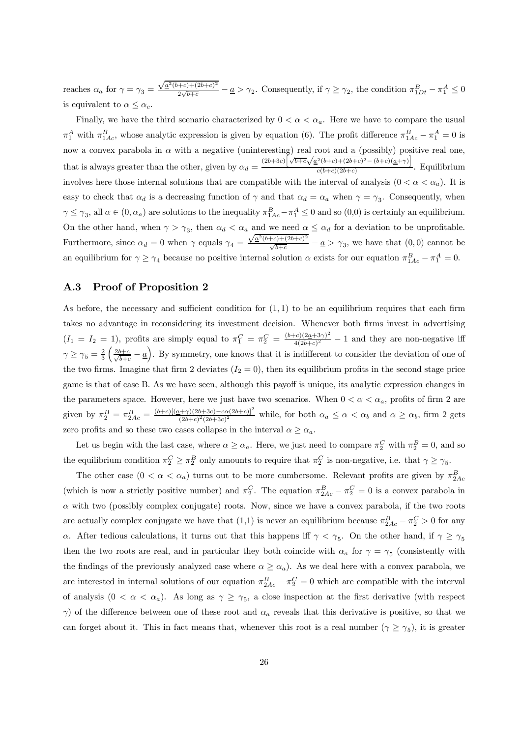reaches $\alpha_a$ for $\gamma = \gamma_3 = \frac{\sqrt{\underline{a}^2(b+c)+(2b+c)^2}}{2\sqrt{b+c}} - \underline{a} > \gamma_2$. Consequently, if $\gamma \geq \gamma_2$, the condition $\pi_{1Dt}^B - \pi_1^A \leq 0$ is equivalent to $\alpha \leq \alpha_c$.

Finally, we have the third scenario characterized by $0 < \alpha < \alpha_a$. Here we have to compare the usual $\pi_1^A$ with $\pi_{1Ac}^B$, whose analytic expression is given by equation (6). The profit difference $\pi_{1Ac}^B - \pi_1^A = 0$ is now a convex parabola in $\alpha$ with a negative (uninteresting) real root and a (possibly) positive real one, that is always greater than the other, given by $\alpha_d = \frac{(2b+3c)\left[\sqrt{b+c}\sqrt{\underline{a}^2(b+c)+(2b+c)^2}-(b+c)(\underline{a}+\gamma)\right]}{c(b+c)(2b+c)}$. Equilibrium involves here those internal solutions that are compatible with the interval of analysis ($0 < \alpha < \alpha_a$). It is easy to check that $\alpha_d$ is a decreasing function of $\gamma$ and that $\alpha_d = \alpha_a$ when $\gamma = \gamma_3$. Consequently, when $\gamma \leq \gamma_3$, all $\alpha \in (0, \alpha_a)$ are solutions to the inequality $\pi_{1Ac}^B - \pi_1^A \leq 0$ and so (0,0) is certainly an equilibrium. On the other hand, when $\gamma > \gamma_3$, then $\alpha_d < \alpha_a$ and we need $\alpha \leq \alpha_d$ for a deviation to be unprofitable. Furthermore, since $\alpha_d = 0$ when $\gamma$ equals $\gamma_4 = \frac{\sqrt{\underline{a}^2(b+c)+(2b+c)^2}}{\sqrt{b+c}} - \underline{a} > \gamma_3$, we have that $(0,0)$ cannot be an equilibrium for $\gamma \geq \gamma_4$ because no positive internal solution $\alpha$ exists for our equation $\pi_{1Ac}^B - \pi_1^A = 0$.

## A.3 Proof of Proposition 2

As before, the necessary and sufficient condition for $(1,1)$ to be an equilibrium requires that each firm takes no advantage in reconsidering its investment decision. Whenever both firms invest in advertising ($I_1 = I_2 = 1$), profits are simply equal to $\pi_1^C = \pi_2^C = \frac{(b+c)(2\underline{a}+3\gamma)^2}{4(2b+c)^2} - 1$ and they are non-negative iff $\gamma \geq \gamma_5 = \frac{2}{3}\left(\frac{2b+c}{\sqrt{b+c}} - \underline{a}\right)$. By symmetry, one knows that it is indifferent to consider the deviation of one of the two firms. Imagine that firm 2 deviates ($I_2 = 0$), then its equilibrium profits in the second stage price game is that of case B. As we have seen, although this payoff is unique, its analytic expression changes in the parameters space. However, here we just have two scenarios. When $0 < \alpha < \alpha_a$, profits of firm 2 are given by $\pi_2^B = \pi_{2Ac}^B = \frac{(b+c)[(\underline{a}+\gamma)(2b+3c)-c\alpha(2b+c)]^2}{(2b+c)^2(2b+3c)^2}$ while, for both $\alpha_a \leq \alpha < \alpha_b$ and $\alpha \geq \alpha_b$, firm 2 gets zero profits and so these two cases collapse in the interval $\alpha \geq \alpha_a$.

Let us begin with the last case, where $\alpha \geq \alpha_a$. Here, we just need to compare $\pi_2^C$ with $\pi_2^B = 0$, and so the equilibrium condition $\pi_2^C \geq \pi_2^B$ only amounts to require that $\pi_2^C$ is non-negative, i.e. that $\gamma \geq \gamma_5$.

The other case ($0 < \alpha < \alpha_a$) turns out to be more cumbersome. Relevant profits are given by $\pi_{2Ac}^B$ (which is now a strictly positive number) and $\pi_2^C$. The equation $\pi_{2Ac}^B - \pi_2^C = 0$ is a convex parabola in $\alpha$ with two (possibly complex conjugate) roots. Now, since we have a convex parabola, if the two roots are actually complex conjugate we have that (1,1) is never an equilibrium because $\pi_{2Ac}^B - \pi_2^C > 0$ for any $\alpha$. After tedious calculations, it turns out that this happens iff $\gamma < \gamma_5$. On the other hand, if $\gamma \geq \gamma_5$ then the two roots are real, and in particular they both coincide with $\alpha_a$ for $\gamma = \gamma_5$ (consistently with the findings of the previously analyzed case where $\alpha \geq \alpha_a$). As we deal here with a convex parabola, we are interested in internal solutions of our equation $\pi_{2Ac}^B - \pi_2^C = 0$ which are compatible with the interval of analysis ($0 < \alpha < \alpha_a$). As long as $\gamma \geq \gamma_5$, a close inspection at the first derivative (with respect $\gamma$) of the difference between one of these root and $\alpha_a$ reveals that this derivative is positive, so that we can forget about it. This in fact means that, whenever this root is a real number ($\gamma \geq \gamma_5$), it is greater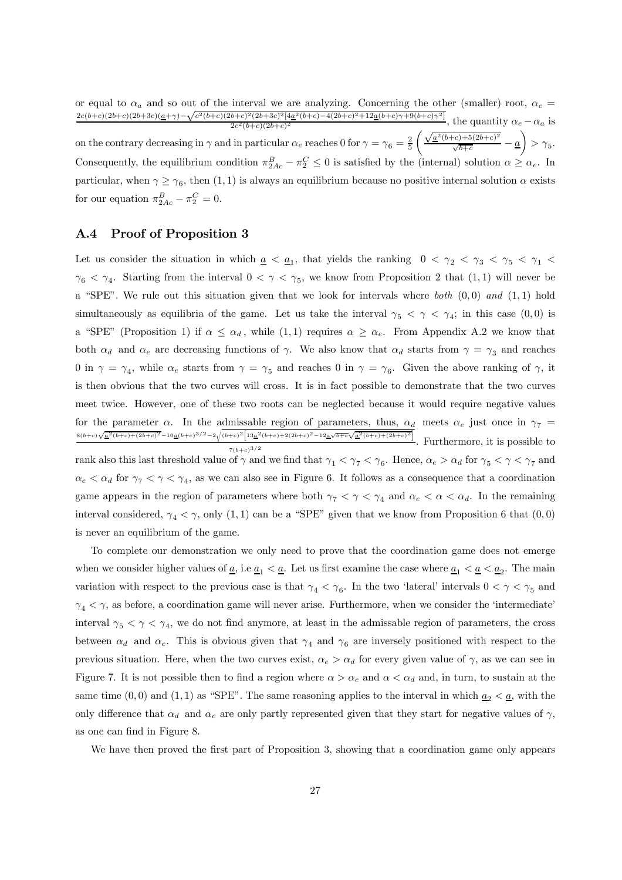or equal to $\alpha_a$ and so out of the interval we are analyzing. Concerning the other (smaller) root, $\alpha_e = \frac{2c(b+c)(2b+c)(2b+3c)(\underline{a}+\gamma)-\sqrt{c^2(b+c)(2b+c)^2(2b+3c)^2[4\underline{a}^2(b+c)-4(2b+c)^2+12\underline{a}(b+c)\gamma+9(b+c)\gamma^2]}}{2c^2(b+c)(2b+c)^2}$, the quantity $\alpha_e - \alpha_a$ is on the contrary decreasing in $\gamma$ and in particular $\alpha_e$ reaches 0 for $\gamma = \gamma_6 = \frac{2}{5}\left(\frac{\sqrt{\underline{a}^2(b+c)+5(2b+c)^2}}{\sqrt{b+c}} - \underline{a}\right) > \gamma_5$. Consequently, the equilibrium condition $\pi^B_{2Ac} - \pi^C_2 \leq 0$ is satisfied by the (internal) solution $\alpha \geq \alpha_e$. In particular, when $\gamma \geq \gamma_6$, then $(1,1)$ is always an equilibrium because no positive internal solution $\alpha$ exists for our equation $\pi^B_{2Ac} - \pi^C_2 = 0$.

## A.4 Proof of Proposition 3

Let us consider the situation in which $\underline{a} < \underline{a}_1$, that yields the ranking $0 < \gamma_2 < \gamma_3 < \gamma_5 < \gamma_1 < \gamma_6 < \gamma_4$. Starting from the interval $0 < \gamma < \gamma_5$, we know from Proposition 2 that $(1,1)$ will never be a "SPE". We rule out this situation given that we look for intervals where *both* $(0,0)$ *and* $(1,1)$ hold simultaneously as equilibria of the game. Let us take the interval $\gamma_5 < \gamma < \gamma_4$; in this case $(0,0)$ is a "SPE" (Proposition 1) if $\alpha \leq \alpha_d$, while $(1,1)$ requires $\alpha \geq \alpha_e$. From Appendix A.2 we know that both $\alpha_d$ and $\alpha_e$ are decreasing functions of $\gamma$. We also know that $\alpha_d$ starts from $\gamma = \gamma_3$ and reaches 0 in $\gamma = \gamma_4$, while $\alpha_e$ starts from $\gamma = \gamma_5$ and reaches 0 in $\gamma = \gamma_6$. Given the above ranking of $\gamma$, it is then obvious that the two curves will cross. It is in fact possible to demonstrate that the two curves meet twice. However, one of these two roots can be neglected because it would require negative values for the parameter $\alpha$. In the admissable region of parameters, thus, $\alpha_d$ meets $\alpha_e$ just once in $\gamma_7 = \frac{8(b+c)\sqrt{\underline{a}^2(b+c)+(2b+c)^2}-10\underline{a}(b+c)^{3/2}-2\sqrt{(b+c)^2\left[13\underline{a}^2(b+c)+2(2b+c)^2-12\underline{a}\sqrt{b+c}\sqrt{\underline{a}^2(b+c)+(2b+c)^2}\right]}}{7(b+c)^{3/2}}$. Furthermore, it is possible to rank also this last threshold value of $\gamma$ and we find that $\gamma_1 < \gamma_7 < \gamma_6$. Hence, $\alpha_e > \alpha_d$ for $\gamma_5 < \gamma < \gamma_7$ and $\alpha_e < \alpha_d$ for $\gamma_7 < \gamma < \gamma_4$, as we can also see in Figure 6. It follows as a consequence that a coordination game appears in the region of parameters where both $\gamma_7 < \gamma < \gamma_4$ and $\alpha_e < \alpha < \alpha_d$. In the remaining interval considered, $\gamma_4 < \gamma$, only $(1,1)$ can be a "SPE" given that we know from Proposition 6 that $(0,0)$ is never an equilibrium of the game.

To complete our demonstration we only need to prove that the coordination game does not emerge when we consider higher values of $\underline{a}$, i.e $\underline{a}_1 < \underline{a}$. Let us first examine the case where $\underline{a}_1 < \underline{a} < \underline{a}_2$. The main variation with respect to the previous case is that $\gamma_4 < \gamma_6$. In the two 'lateral' intervals $0 < \gamma < \gamma_5$ and $\gamma_4 < \gamma$, as before, a coordination game will never arise. Furthermore, when we consider the 'intermediate' interval $\gamma_5 < \gamma < \gamma_4$, we do not find anymore, at least in the admissable region of parameters, the cross between $\alpha_d$ and $\alpha_e$. This is obvious given that $\gamma_4$ and $\gamma_6$ are inversely positioned with respect to the previous situation. Here, when the two curves exist, $\alpha_e > \alpha_d$ for every given value of $\gamma$, as we can see in Figure 7. It is not possible then to find a region where $\alpha > \alpha_e$ and $\alpha < \alpha_d$ and, in turn, to sustain at the same time $(0,0)$ and $(1,1)$ as "SPE". The same reasoning applies to the interval in which $\underline{a}_2 < \underline{a}$, with the only difference that $\alpha_d$ and $\alpha_e$ are only partly represented given that they start for negative values of $\gamma$, as one can find in Figure 8.

We have then proved the first part of Proposition 3, showing that a coordination game only appears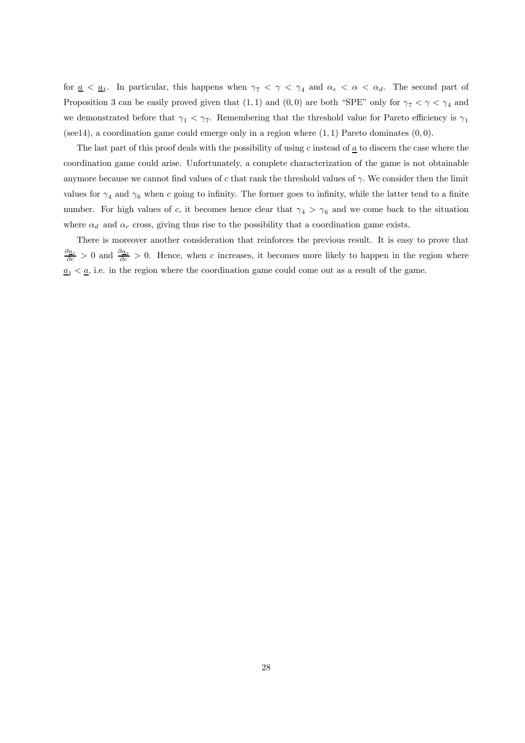for $\underline{a} < \underline{a}_1$. In particular, this happens when $\gamma_7 < \gamma < \gamma_4$ and $\alpha_e < \alpha < \alpha_d$. The second part of Proposition 3 can be easily proved given that $(1,1)$ and $(0,0)$ are both "SPE" only for $\gamma_7 < \gamma < \gamma_4$ and we demonstrated before that $\gamma_1 < \gamma_7$. Remembering that the threshold value for Pareto efficiency is $\gamma_1$ (see14), a coordination game could emerge only in a region where $(1,1)$ Pareto dominates $(0,0)$.

The last part of this proof deals with the possibility of using $c$ instead of $\underline{a}$ to discern the case where the coordination game could arise. Unfortunately, a complete characterization of the game is not obtainable anymore because we cannot find values of $c$ that rank the threshold values of $\gamma$. We consider then the limit values for $\gamma_4$ and $\gamma_6$ when $c$ going to infinity. The former goes to infinity, while the latter tend to a finite number. For high values of $c$, it becomes hence clear that $\gamma_4 > \gamma_6$ and we come back to the situation where $\alpha_d$ and $\alpha_e$ cross, giving thus rise to the possibility that a coordination game exists.

There is moreover another consideration that reinforces the previous result. It is easy to prove that $\frac{\partial \underline{a}_1}{\partial c} > 0$ and $\frac{\partial \underline{a}_2}{\partial c} > 0$. Hence, when $c$ increases, it becomes more likely to happen in the region where $\underline{a}_1 < \underline{a}$, i.e. in the region where the coordination game could come out as a result of the game.